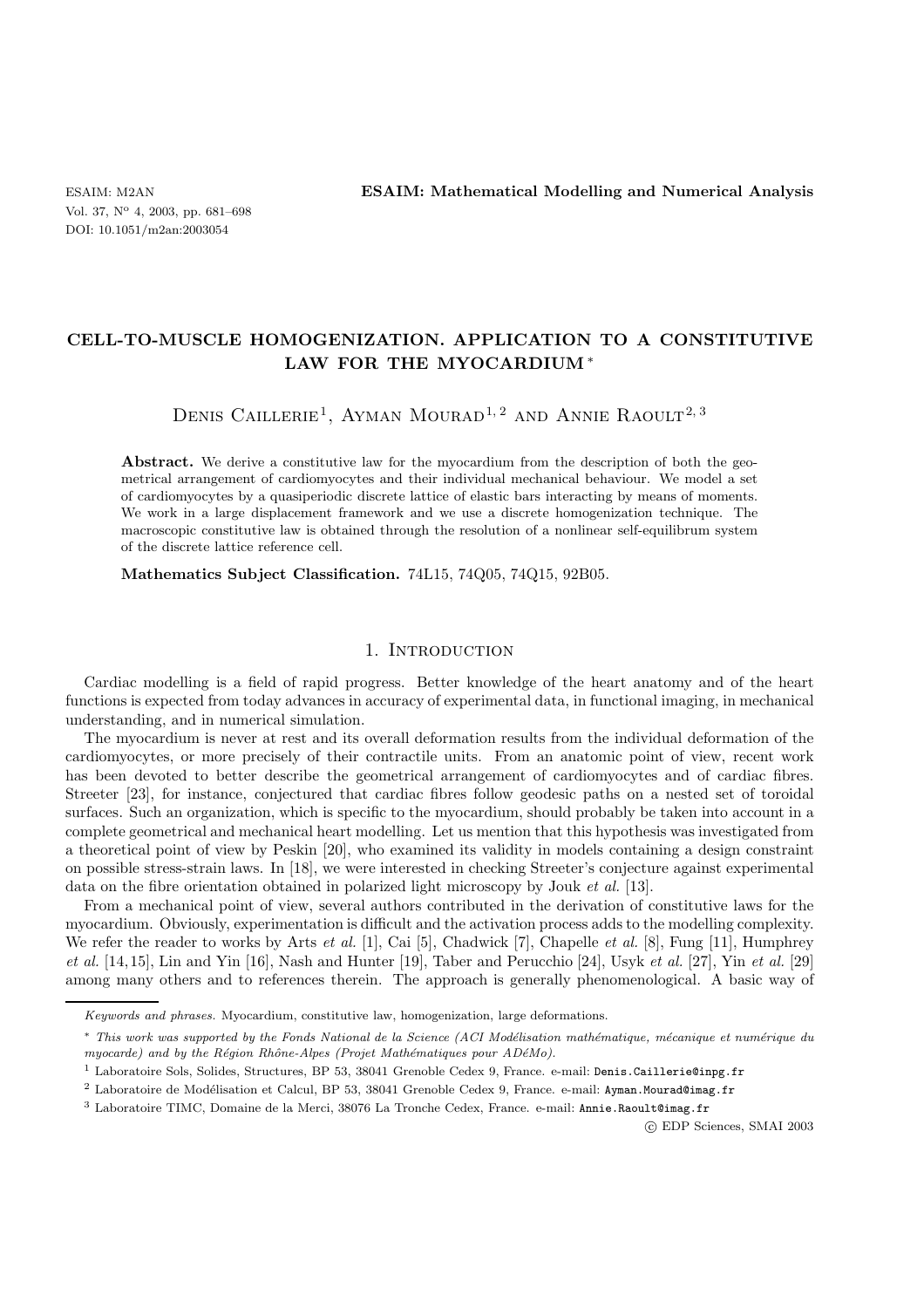# CELL-TO-MUSCLE HOMOGENIZATION. APPLICATION TO A CONSTITUTIVE LAW FOR THE MYOCARDIUM *

Denis Caillerie[1], Ayman Mourad[1,2] and Annie Raoult[2,3]

**Abstract.** We derive a constitutive law for the myocardium from the description of both the geometrical arrangement of cardiomyocytes and their individual mechanical behaviour. We model a set of cardiomyocytes by a quasiperiodic discrete lattice of elastic bars interacting by means of moments. We work in a large displacement framework and we use a discrete homogenization technique. The macroscopic constitutive law is obtained through the resolution of a nonlinear self-equilibrum system of the discrete lattice reference cell.

**Mathematics Subject Classification.** 74L15, 74Q05, 74Q15, 92B05.

## 1. Introduction

Cardiac modelling is a field of rapid progress. Better knowledge of the heart anatomy and of the heart functions is expected from today advances in accuracy of experimental data, in functional imaging, in mechanical understanding, and in numerical simulation.

The myocardium is never at rest and its overall deformation results from the individual deformation of the cardiomyocytes, or more precisely of their contractile units. From an anatomic point of view, recent work has been devoted to better describe the geometrical arrangement of cardiomyocytes and of cardiac fibres. Streeter [23], for instance, conjectured that cardiac fibres follow geodesic paths on a nested set of toroidal surfaces. Such an organization, which is specific to the myocardium, should probably be taken into account in a complete geometrical and mechanical heart modelling. Let us mention that this hypothesis was investigated from a theoretical point of view by Peskin [20], who examined its validity in models containing a design constraint on possible stress-strain laws. In [18], we were interested in checking Streeter's conjecture against experimental data on the fibre orientation obtained in polarized light microscopy by Jouk *et al.* [13].

From a mechanical point of view, several authors contributed in the derivation of constitutive laws for the myocardium. Obviously, experimentation is difficult and the activation process adds to the modelling complexity. We refer the reader to works by Arts *et al.* [1], Cai [5], Chadwick [7], Chapelle *et al.* [8], Fung [11], Humphrey *et al.* [14,15], Lin and Yin [16], Nash and Hunter [19], Taber and Perucchio [24], Usyk *et al.* [27], Yin *et al.* [29] among many others and to references therein. The approach is generally phenomenological. A basic way of

---

*Keywords and phrases.* Myocardium, constitutive law, homogenization, large deformations.

\* *This work was supported by the Fonds National de la Science (ACI Modélisation mathématique, mécanique et numérique du myocarde) and by the Région Rhône-Alpes (Projet Mathématiques pour ADéMo).*

[1] Laboratoire Sols, Solides, Structures, BP 53, 38041 Grenoble Cedex 9, France. e-mail: Denis.Caillerie@inpg.fr

[2] Laboratoire de Modélisation et Calcul, BP 53, 38041 Grenoble Cedex 9, France. e-mail: Ayman.Mourad@imag.fr

[3] Laboratoire TIMC, Domaine de la Merci, 38076 La Tronche Cedex, France. e-mail: Annie.Raoult@imag.fr

© EDP Sciences, SMAI 2003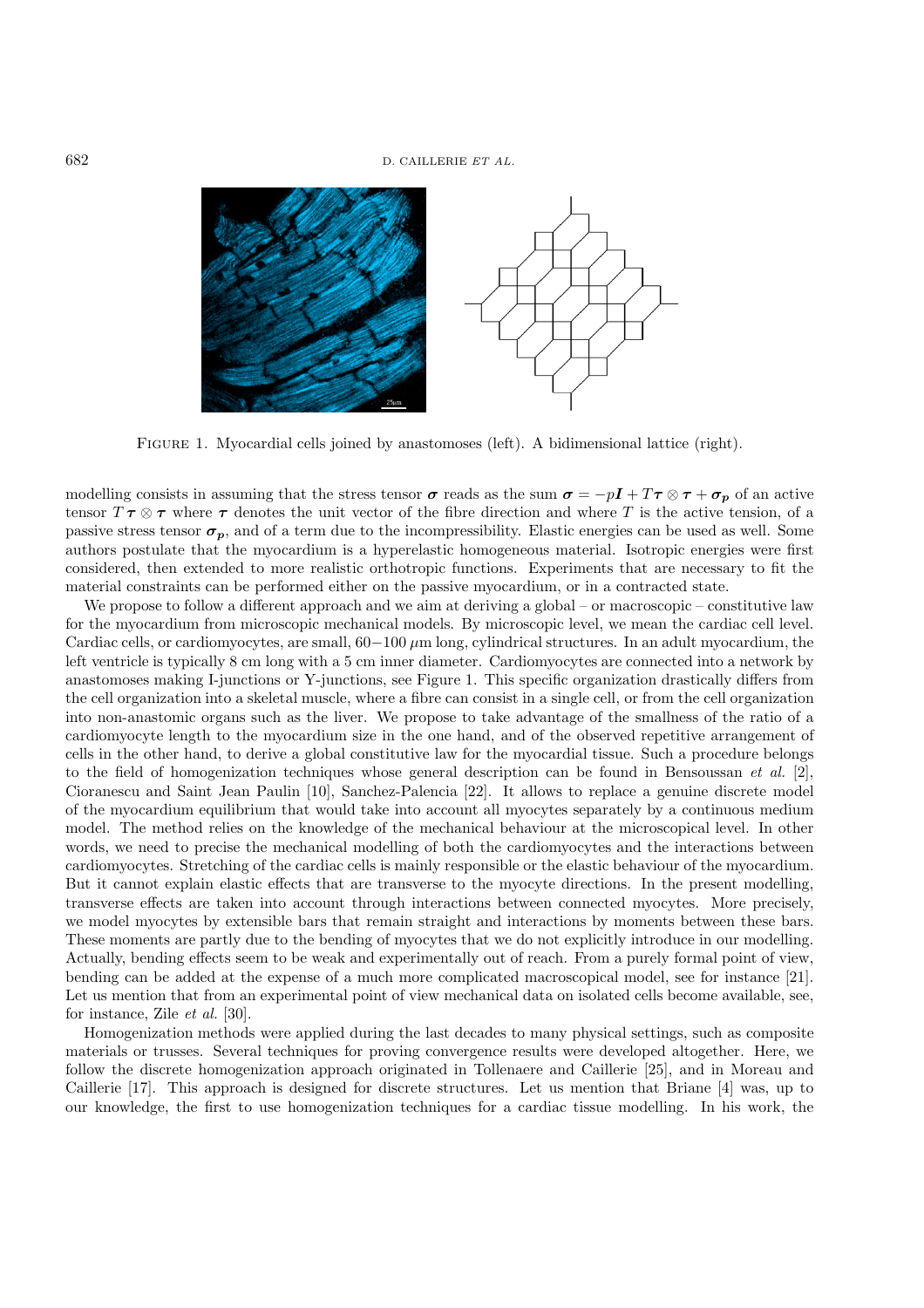FIGURE 1. Myocardial cells joined by anastomoses (left). A bidimensional lattice (right).

modelling consists in assuming that the stress tensor $\boldsymbol{\sigma}$ reads as the sum $\boldsymbol{\sigma} = -p\boldsymbol{I} + T\boldsymbol{\tau} \otimes \boldsymbol{\tau} + \boldsymbol{\sigma_p}$ of an active tensor $T\boldsymbol{\tau} \otimes \boldsymbol{\tau}$ where $\boldsymbol{\tau}$ denotes the unit vector of the fibre direction and where $T$ is the active tension, of a passive stress tensor $\boldsymbol{\sigma_p}$, and of a term due to the incompressibility. Elastic energies can be used as well. Some authors postulate that the myocardium is a hyperelastic homogeneous material. Isotropic energies were first considered, then extended to more realistic orthotropic functions. Experiments that are necessary to fit the material constraints can be performed either on the passive myocardium, or in a contracted state.

We propose to follow a different approach and we aim at deriving a global – or macroscopic – constitutive law for the myocardium from microscopic mechanical models. By microscopic level, we mean the cardiac cell level. Cardiac cells, or cardiomyocytes, are small, $60-100$ $\mu$m long, cylindrical structures. In an adult myocardium, the left ventricle is typically 8 cm long with a 5 cm inner diameter. Cardiomyocytes are connected into a network by anastomoses making I-junctions or Y-junctions, see Figure 1. This specific organization drastically differs from the cell organization into a skeletal muscle, where a fibre can consist in a single cell, or from the cell organization into non-anastomic organs such as the liver. We propose to take advantage of the smallness of the ratio of a cardiomyocyte length to the myocardium size in the one hand, and of the observed repetitive arrangement of cells in the other hand, to derive a global constitutive law for the myocardial tissue. Such a procedure belongs to the field of homogenization techniques whose general description can be found in Bensoussan *et al.* [2], Cioranescu and Saint Jean Paulin [10], Sanchez-Palencia [22]. It allows to replace a genuine discrete model of the myocardium equilibrium that would take into account all myocytes separately by a continuous medium model. The method relies on the knowledge of the mechanical behaviour at the microscopical level. In other words, we need to precise the mechanical modelling of both the cardiomyocytes and the interactions between cardiomyocytes. Stretching of the cardiac cells is mainly responsible or the elastic behaviour of the myocardium. But it cannot explain elastic effects that are transverse to the myocyte directions. In the present modelling, transverse effects are taken into account through interactions between connected myocytes. More precisely, we model myocytes by extensible bars that remain straight and interactions by moments between these bars. These moments are partly due to the bending of myocytes that we do not explicitly introduce in our modelling. Actually, bending effects seem to be weak and experimentally out of reach. From a purely formal point of view, bending can be added at the expense of a much more complicated macroscopical model, see for instance [21]. Let us mention that from an experimental point of view mechanical data on isolated cells become available, see, for instance, Zile *et al.* [30].

Homogenization methods were applied during the last decades to many physical settings, such as composite materials or trusses. Several techniques for proving convergence results were developed altogether. Here, we follow the discrete homogenization approach originated in Tollenaere and Caillerie [25], and in Moreau and Caillerie [17]. This approach is designed for discrete structures. Let us mention that Briane [4] was, up to our knowledge, the first to use homogenization techniques for a cardiac tissue modelling. In his work, the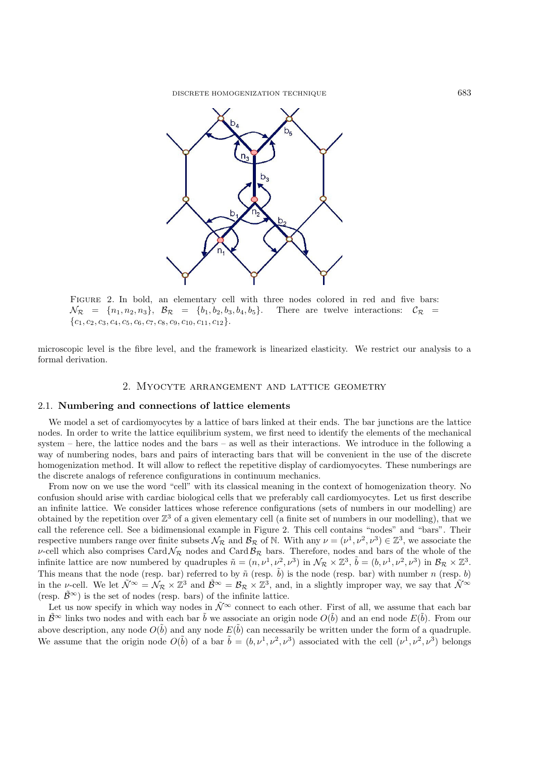Figure 2. In bold, an elementary cell with three nodes colored in red and five bars: $\mathcal{N}_\mathcal{R} = \{n_1, n_2, n_3\}$, $\mathcal{B}_\mathcal{R} = \{b_1, b_2, b_3, b_4, b_5\}$. There are twelve interactions: $\mathcal{C}_\mathcal{R} = \{c_1, c_2, c_3, c_4, c_5, c_6, c_7, c_8, c_9, c_{10}, c_{11}, c_{12}\}$.

microscopic level is the fibre level, and the framework is linearized elasticity. We restrict our analysis to a formal derivation.

## 2. Myocyte arrangement and lattice geometry

### 2.1. Numbering and connections of lattice elements

We model a set of cardiomyocytes by a lattice of bars linked at their ends. The bar junctions are the lattice nodes. In order to write the lattice equilibrium system, we first need to identify the elements of the mechanical system – here, the lattice nodes and the bars – as well as their interactions. We introduce in the following a way of numbering nodes, bars and pairs of interacting bars that will be convenient in the use of the discrete homogenization method. It will allow to reflect the repetitive display of cardiomyocytes. These numberings are the discrete analogs of reference configurations in continuum mechanics.

From now on we use the word "cell" with its classical meaning in the context of homogenization theory. No confusion should arise with cardiac biological cells that we preferably call cardiomyocytes. Let us first describe an infinite lattice. We consider lattices whose reference configurations (sets of numbers in our modelling) are obtained by the repetition over $\mathbb{Z}^3$ of a given elementary cell (a finite set of numbers in our modelling), that we call the reference cell. See a bidimensional example in Figure 2. This cell contains "nodes" and "bars". Their respective numbers range over finite subsets $\mathcal{N}_\mathcal{R}$ and $\mathcal{B}_\mathcal{R}$ of $\mathbb{N}$. With any $\nu = (\nu^1, \nu^2, \nu^3) \in \mathbb{Z}^3$, we associate the $\nu$-cell which also comprises $\text{Card}\,\mathcal{N}_\mathcal{R}$ nodes and $\text{Card}\,\mathcal{B}_\mathcal{R}$ bars. Therefore, nodes and bars of the whole of the infinite lattice are now numbered by quadruples $\tilde{n} = (n, \nu^1, \nu^2, \nu^3)$ in $\mathcal{N}_\mathcal{R} \times \mathbb{Z}^3$, $\tilde{b} = (b, \nu^1, \nu^2, \nu^3)$ in $\mathcal{B}_\mathcal{R} \times \mathbb{Z}^3$. This means that the node (resp. bar) referred to by $\tilde{n}$ (resp. $\tilde{b}$) is the node (resp. bar) with number $n$ (resp. $b$) in the $\nu$-cell. We let $\tilde{\mathcal{N}}^\infty = \mathcal{N}_\mathcal{R} \times \mathbb{Z}^3$ and $\tilde{\mathcal{B}}^\infty = \mathcal{B}_\mathcal{R} \times \mathbb{Z}^3$, and, in a slightly improper way, we say that $\tilde{\mathcal{N}}^\infty$ (resp. $\tilde{\mathcal{B}}^\infty$) is the set of nodes (resp. bars) of the infinite lattice.

Let us now specify in which way nodes in $\tilde{\mathcal{N}}^\infty$ connect to each other. First of all, we assume that each bar in $\tilde{\mathcal{B}}^\infty$ links two nodes and with each bar $\tilde{b}$ we associate an origin node $O(\tilde{b})$ and an end node $E(\tilde{b})$. From our above description, any node $O(\tilde{b})$ and any node $E(\tilde{b})$ can necessarily be written under the form of a quadruple. We assume that the origin node $O(\tilde{b})$ of a bar $\tilde{b} = (b, \nu^1, \nu^2, \nu^3)$ associated with the cell $(\nu^1, \nu^2, \nu^3)$ belongs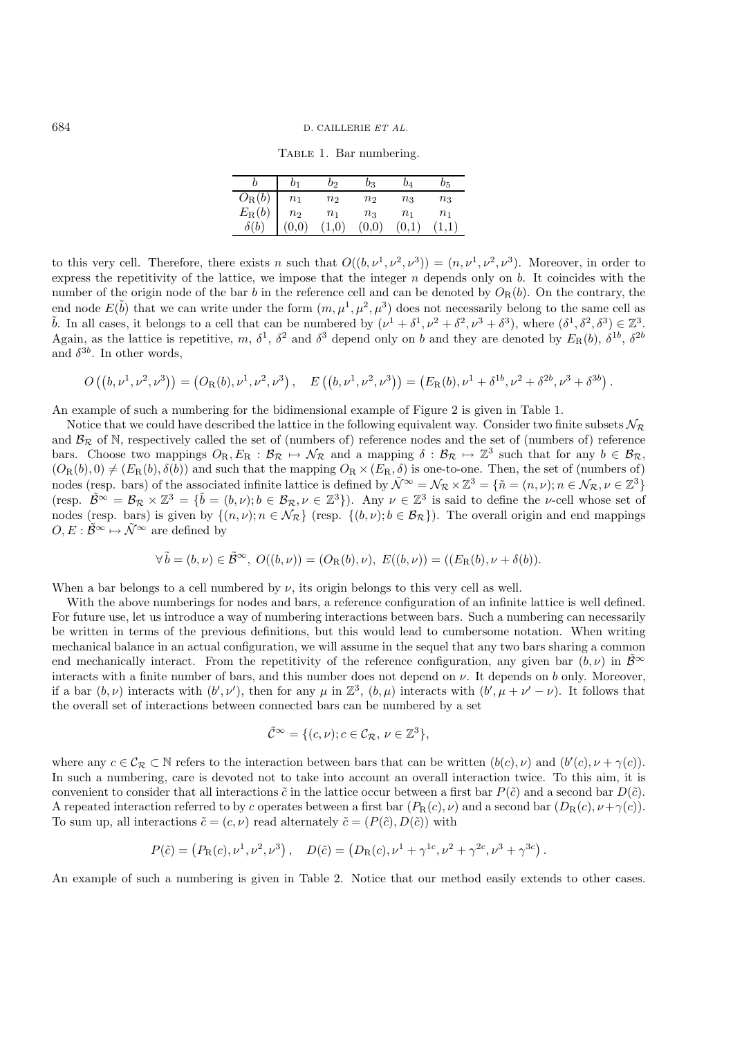Table 1. Bar numbering.

| $b$ | $b_1$ | $b_2$ | $b_3$ | $b_4$ | $b_5$ |
|---|---|---|---|---|---|
| $O_{\rm R}(b)$ | $n_1$ | $n_2$ | $n_2$ | $n_3$ | $n_3$ |
| $E_{\rm R}(b)$ | $n_2$ | $n_1$ | $n_3$ | $n_1$ | $n_1$ |
| $\delta(b)$ | (0,0) | (1,0) | (0,0) | (0,1) | (1,1) |

to this very cell. Therefore, there exists $n$ such that $O((b,\nu^1,\nu^2,\nu^3)) = (n,\nu^1,\nu^2,\nu^3)$. Moreover, in order to express the repetitivity of the lattice, we impose that the integer $n$ depends only on $b$. It coincides with the number of the origin node of the bar $b$ in the reference cell and can be denoted by $O_{\rm R}(b)$. On the contrary, the end node $E(\tilde{b})$ that we can write under the form $(m,\mu^1,\mu^2,\mu^3)$ does not necessarily belong to the same cell as $\tilde{b}$. In all cases, it belongs to a cell that can be numbered by $(\nu^1+\delta^1,\nu^2+\delta^2,\nu^3+\delta^3)$, where $(\delta^1,\delta^2,\delta^3)\in\mathbb{Z}^3$. Again, as the lattice is repetitive, $m$, $\delta^1$, $\delta^2$ and $\delta^3$ depend only on $b$ and they are denoted by $E_{\rm R}(b)$, $\delta^{1b}$, $\delta^{2b}$ and $\delta^{3b}$. In other words,

$$O\left((b,\nu^1,\nu^2,\nu^3)\right) = \left(O_{\rm R}(b),\nu^1,\nu^2,\nu^3\right), \quad E\left((b,\nu^1,\nu^2,\nu^3)\right) = \left(E_{\rm R}(b),\nu^1+\delta^{1b},\nu^2+\delta^{2b},\nu^3+\delta^{3b}\right).$$

An example of such a numbering for the bidimensional example of Figure 2 is given in Table 1.

Notice that we could have described the lattice in the following equivalent way. Consider two finite subsets $\mathcal{N}_\mathcal{R}$ and $\mathcal{B}_\mathcal{R}$ of $\mathbb{N}$, respectively called the set of (numbers of) reference nodes and the set of (numbers of) reference bars. Choose two mappings $O_{\rm R}, E_{\rm R} : \mathcal{B}_\mathcal{R} \mapsto \mathcal{N}_\mathcal{R}$ and a mapping $\delta : \mathcal{B}_\mathcal{R} \mapsto \mathbb{Z}^3$ such that for any $b\in\mathcal{B}_\mathcal{R}$, $(O_{\rm R}(b),0) \neq (E_{\rm R}(b),\delta(b))$ and such that the mapping $O_{\rm R}\times(E_{\rm R},\delta)$ is one-to-one. Then, the set of (numbers of) nodes (resp. bars) of the associated infinite lattice is defined by $\tilde{\mathcal{N}}^\infty = \mathcal{N}_\mathcal{R}\times\mathbb{Z}^3 = \{\tilde{n}=(n,\nu); n\in\mathcal{N}_\mathcal{R}, \nu\in\mathbb{Z}^3\}$ (resp. $\tilde{\mathcal{B}}^\infty = \mathcal{B}_\mathcal{R}\times\mathbb{Z}^3 = \{\tilde{b}=(b,\nu); b\in\mathcal{B}_\mathcal{R}, \nu\in\mathbb{Z}^3\}$). Any $\nu\in\mathbb{Z}^3$ is said to define the $\nu$-cell whose set of nodes (resp. bars) is given by $\{(n,\nu); n\in\mathcal{N}_\mathcal{R}\}$ (resp. $\{(b,\nu); b\in\mathcal{B}_\mathcal{R}\}$). The overall origin and end mappings $O, E : \tilde{\mathcal{B}}^\infty \mapsto \tilde{\mathcal{N}}^\infty$ are defined by

$$\forall\, \tilde{b} = (b,\nu)\in\tilde{\mathcal{B}}^\infty,\ O((b,\nu)) = (O_{\rm R}(b),\nu),\ E((b,\nu)) = ((E_{\rm R}(b),\nu+\delta(b)).$$

When a bar belongs to a cell numbered by $\nu$, its origin belongs to this very cell as well.

With the above numberings for nodes and bars, a reference configuration of an infinite lattice is well defined. For future use, let us introduce a way of numbering interactions between bars. Such a numbering can necessarily be written in terms of the previous definitions, but this would lead to cumbersome notation. When writing mechanical balance in an actual configuration, we will assume in the sequel that any two bars sharing a common end mechanically interact. From the repetitivity of the reference configuration, any given bar $(b,\nu)$ in $\tilde{\mathcal{B}}^\infty$ interacts with a finite number of bars, and this number does not depend on $\nu$. It depends on $b$ only. Moreover, if a bar $(b,\nu)$ interacts with $(b',\nu')$, then for any $\mu$ in $\mathbb{Z}^3$, $(b,\mu)$ interacts with $(b',\mu+\nu'-\nu)$. It follows that the overall set of interactions between connected bars can be numbered by a set

$$\tilde{\mathcal{C}}^\infty = \{(c,\nu); c\in\mathcal{C}_\mathcal{R},\ \nu\in\mathbb{Z}^3\},$$

where any $c\in\mathcal{C}_\mathcal{R}\subset\mathbb{N}$ refers to the interaction between bars that can be written $(b(c),\nu)$ and $(b'(c),\nu+\gamma(c))$. In such a numbering, care is devoted not to take into account an overall interaction twice. To this aim, it is convenient to consider that all interactions $\tilde{c}$ in the lattice occur between a first bar $P(\tilde{c})$ and a second bar $D(\tilde{c})$. A repeated interaction referred to by $c$ operates between a first bar $(P_{\rm R}(c),\nu)$ and a second bar $(D_{\rm R}(c),\nu+\gamma(c))$. To sum up, all interactions $\tilde{c}=(c,\nu)$ read alternately $\tilde{c}=(P(\tilde{c}),D(\tilde{c}))$ with

$$P(\tilde{c}) = \left(P_{\rm R}(c),\nu^1,\nu^2,\nu^3\right), \quad D(\tilde{c}) = \left(D_{\rm R}(c),\nu^1+\gamma^{1c},\nu^2+\gamma^{2c},\nu^3+\gamma^{3c}\right).$$

An example of such a numbering is given in Table 2. Notice that our method easily extends to other cases.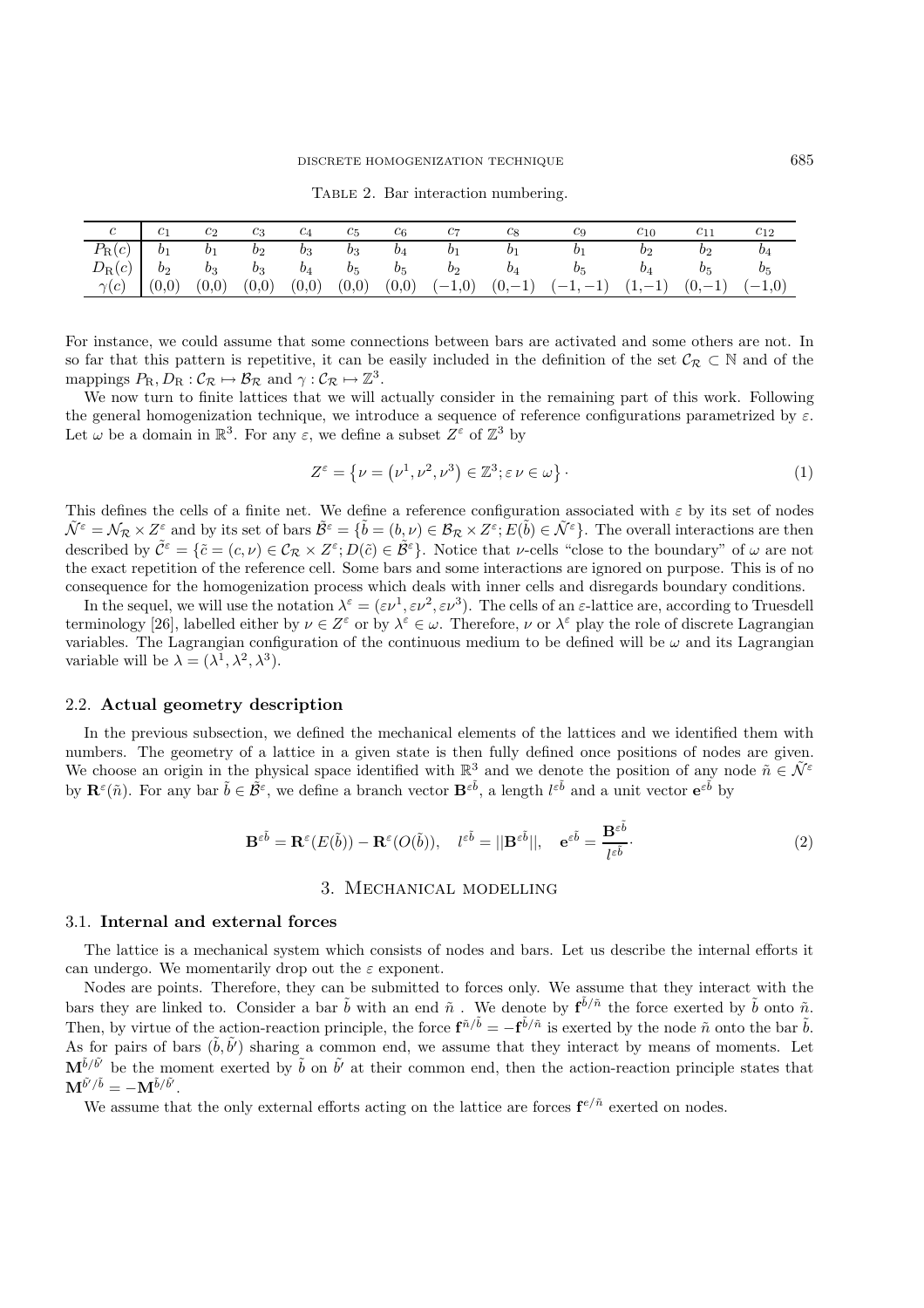Table 2. Bar interaction numbering.

| $c$ | $c_1$ | $c_2$ | $c_3$ | $c_4$ | $c_5$ | $c_6$ | $c_7$ | $c_8$ | $c_9$ | $c_{10}$ | $c_{11}$ | $c_{12}$ |
|---|---|---|---|---|---|---|---|---|---|---|---|---|
| $P_{\rm R}(c)$ | $b_1$ | $b_1$ | $b_2$ | $b_3$ | $b_3$ | $b_4$ | $b_1$ | $b_1$ | $b_1$ | $b_2$ | $b_2$ | $b_4$ |
| $D_{\rm R}(c)$ | $b_2$ | $b_3$ | $b_3$ | $b_4$ | $b_5$ | $b_5$ | $b_2$ | $b_4$ | $b_5$ | $b_4$ | $b_5$ | $b_5$ |
| $\gamma(c)$ | $(0{,}0)$ | $(0{,}0)$ | $(0{,}0)$ | $(0{,}0)$ | $(0{,}0)$ | $(0{,}0)$ | $(-1{,}0)$ | $(0{,}-1)$ | $(-1,-1)$ | $(1{,}-1)$ | $(0{,}-1)$ | $(-1{,}0)$ |

For instance, we could assume that some connections between bars are activated and some others are not. In so far that this pattern is repetitive, it can be easily included in the definition of the set $\mathcal{C}_\mathcal{R} \subset \mathbb{N}$ and of the mappings $P_{\rm R}, D_{\rm R} : \mathcal{C}_\mathcal{R} \mapsto \mathcal{B}_\mathcal{R}$ and $\gamma : \mathcal{C}_\mathcal{R} \mapsto \mathbb{Z}^3$.

We now turn to finite lattices that we will actually consider in the remaining part of this work. Following the general homogenization technique, we introduce a sequence of reference configurations parametrized by $\varepsilon$. Let $\omega$ be a domain in $\mathbb{R}^3$. For any $\varepsilon$, we define a subset $Z^\varepsilon$ of $\mathbb{Z}^3$ by

$$Z^\varepsilon = \left\{ \nu = \left(\nu^1, \nu^2, \nu^3\right) \in \mathbb{Z}^3; \varepsilon\, \nu \in \omega \right\} \cdot \tag{1}$$

This defines the cells of a finite net. We define a reference configuration associated with $\varepsilon$ by its set of nodes $\tilde{\mathcal{N}}^\varepsilon = \mathcal{N}_\mathcal{R} \times Z^\varepsilon$ and by its set of bars $\tilde{\mathcal{B}}^\varepsilon = \{\tilde{b} = (b,\nu) \in \mathcal{B}_\mathcal{R} \times Z^\varepsilon; E(\tilde{b}) \in \tilde{\mathcal{N}}^\varepsilon\}$. The overall interactions are then described by $\tilde{\mathcal{C}}^\varepsilon = \{\tilde{c} = (c,\nu) \in \mathcal{C}_\mathcal{R} \times Z^\varepsilon; D(\tilde{c}) \in \tilde{\mathcal{B}}^\varepsilon\}$. Notice that $\nu$-cells "close to the boundary" of $\omega$ are not the exact repetition of the reference cell. Some bars and some interactions are ignored on purpose. This is of no consequence for the homogenization process which deals with inner cells and disregards boundary conditions.

In the sequel, we will use the notation $\lambda^\varepsilon = (\varepsilon\nu^1, \varepsilon\nu^2, \varepsilon\nu^3)$. The cells of an $\varepsilon$-lattice are, according to Truesdell terminology [26], labelled either by $\nu \in Z^\varepsilon$ or by $\lambda^\varepsilon \in \omega$. Therefore, $\nu$ or $\lambda^\varepsilon$ play the role of discrete Lagrangian variables. The Lagrangian configuration of the continuous medium to be defined will be $\omega$ and its Lagrangian variable will be $\lambda = (\lambda^1, \lambda^2, \lambda^3)$.

### 2.2. Actual geometry description

In the previous subsection, we defined the mechanical elements of the lattices and we identified them with numbers. The geometry of a lattice in a given state is then fully defined once positions of nodes are given. We choose an origin in the physical space identified with $\mathbb{R}^3$ and we denote the position of any node $\tilde{n} \in \tilde{\mathcal{N}}^\varepsilon$ by $\mathbf{R}^\varepsilon(\tilde{n})$. For any bar $\tilde{b} \in \tilde{\mathcal{B}}^\varepsilon$, we define a branch vector $\mathbf{B}^{\varepsilon\tilde{b}}$, a length $l^{\varepsilon\tilde{b}}$ and a unit vector $\mathbf{e}^{\varepsilon\tilde{b}}$ by

$$\mathbf{B}^{\varepsilon\tilde{b}} = \mathbf{R}^\varepsilon(E(\tilde{b})) - \mathbf{R}^\varepsilon(O(\tilde{b})), \quad l^{\varepsilon\tilde{b}} = ||\mathbf{B}^{\varepsilon\tilde{b}}||, \quad \mathbf{e}^{\varepsilon\tilde{b}} = \frac{\mathbf{B}^{\varepsilon\tilde{b}}}{l^{\varepsilon\tilde{b}}} \cdot \tag{2}$$

## 3. Mechanical modelling

### 3.1. Internal and external forces

The lattice is a mechanical system which consists of nodes and bars. Let us describe the internal efforts it can undergo. We momentarily drop out the $\varepsilon$ exponent.

Nodes are points. Therefore, they can be submitted to forces only. We assume that they interact with the bars they are linked to. Consider a bar $\tilde{b}$ with an end $\tilde{n}$ . We denote by $\mathbf{f}^{\tilde{b}/\tilde{n}}$ the force exerted by $\tilde{b}$ onto $\tilde{n}$. Then, by virtue of the action-reaction principle, the force $\mathbf{f}^{\tilde{n}/\tilde{b}} = -\mathbf{f}^{\tilde{b}/\tilde{n}}$ is exerted by the node $\tilde{n}$ onto the bar $\tilde{b}$. As for pairs of bars $(\tilde{b}, \tilde{b}')$ sharing a common end, we assume that they interact by means of moments. Let $\mathbf{M}^{\tilde{b}/\tilde{b}'}$ be the moment exerted by $\tilde{b}$ on $\tilde{b}'$ at their common end, then the action-reaction principle states that $\mathbf{M}^{\tilde{b}'/\tilde{b}} = -\mathbf{M}^{\tilde{b}/\tilde{b}'}$.

We assume that the only external efforts acting on the lattice are forces $\mathbf{f}^{e/\tilde{n}}$ exerted on nodes.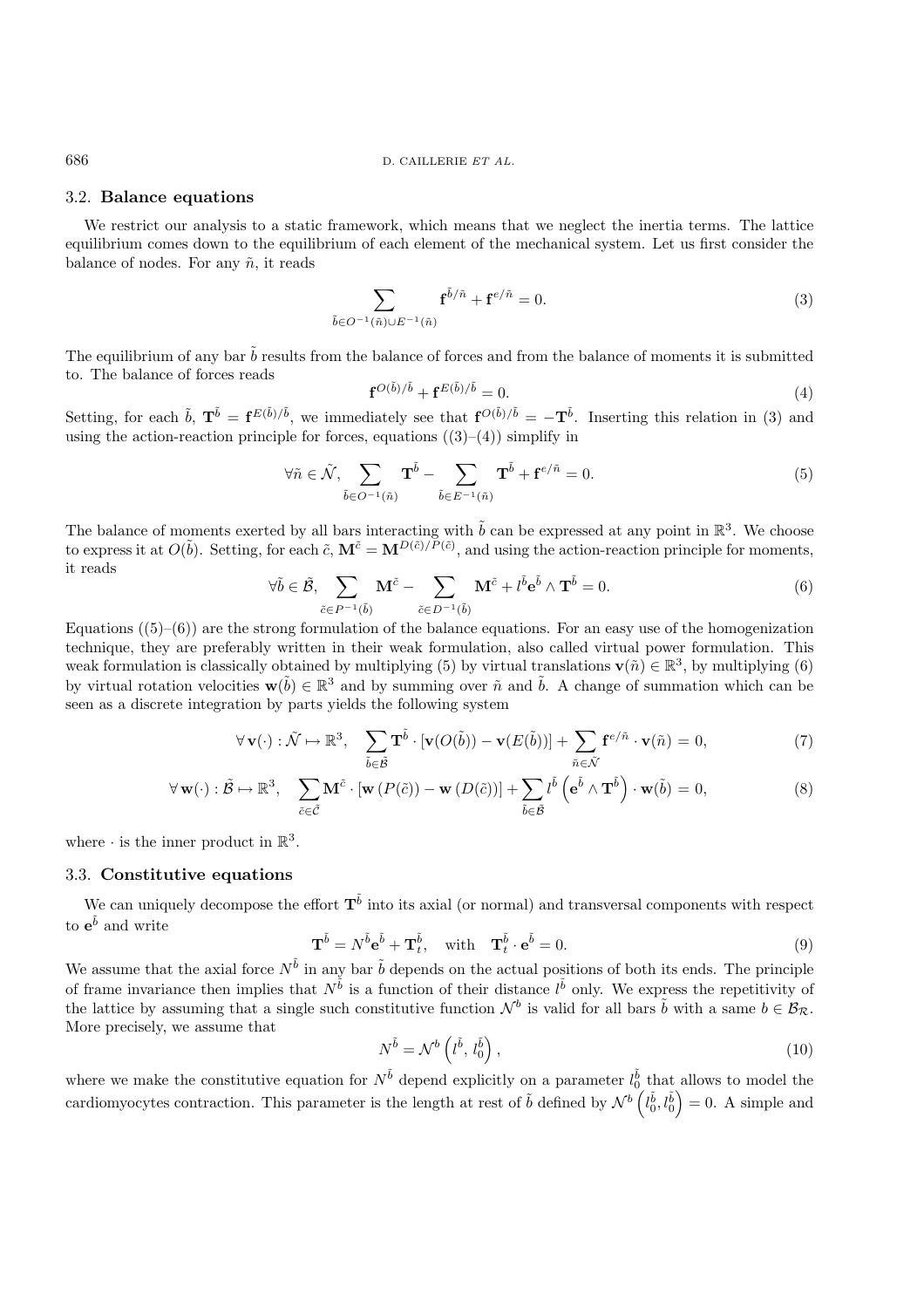### 3.2. **Balance equations**

We restrict our analysis to a static framework, which means that we neglect the inertia terms. The lattice equilibrium comes down to the equilibrium of each element of the mechanical system. Let us first consider the balance of nodes. For any $\tilde{n}$, it reads

$$\sum_{\tilde{b}\in O^{-1}(\tilde{n})\cup E^{-1}(\tilde{n})} \mathbf{f}^{\tilde{b}/\tilde{n}} + \mathbf{f}^{e/\tilde{n}} = 0. \tag{3}$$

The equilibrium of any bar $\tilde{b}$ results from the balance of forces and from the balance of moments it is submitted to. The balance of forces reads

$$\mathbf{f}^{O(\tilde{b})/\tilde{b}} + \mathbf{f}^{E(\tilde{b})/\tilde{b}} = 0. \tag{4}$$

Setting, for each $\tilde{b}$, $\mathbf{T}^{\tilde{b}} = \mathbf{f}^{E(\tilde{b})/\tilde{b}}$, we immediately see that $\mathbf{f}^{O(\tilde{b})/\tilde{b}} = -\mathbf{T}^{\tilde{b}}$. Inserting this relation in (3) and using the action-reaction principle for forces, equations ((3)–(4)) simplify in

$$\forall \tilde{n}\in\tilde{\mathcal{N}},\ \sum_{\tilde{b}\in O^{-1}(\tilde{n})} \mathbf{T}^{\tilde{b}} - \sum_{\tilde{b}\in E^{-1}(\tilde{n})} \mathbf{T}^{\tilde{b}} + \mathbf{f}^{e/\tilde{n}} = 0. \tag{5}$$

The balance of moments exerted by all bars interacting with $\tilde{b}$ can be expressed at any point in $\mathbb{R}^3$. We choose to express it at $O(\tilde{b})$. Setting, for each $\tilde{c}$, $\mathbf{M}^{\tilde{c}} = \mathbf{M}^{D(\tilde{c})/P(\tilde{c})}$, and using the action-reaction principle for moments, it reads

$$\forall \tilde{b}\in\tilde{\mathcal{B}},\ \sum_{\tilde{c}\in P^{-1}(\tilde{b})} \mathbf{M}^{\tilde{c}} - \sum_{\tilde{c}\in D^{-1}(\tilde{b})} \mathbf{M}^{\tilde{c}} + l^{\tilde{b}}\mathbf{e}^{\tilde{b}}\wedge\mathbf{T}^{\tilde{b}} = 0. \tag{6}$$

Equations ((5)–(6)) are the strong formulation of the balance equations. For an easy use of the homogenization technique, they are preferably written in their weak formulation, also called virtual power formulation. This weak formulation is classically obtained by multiplying (5) by virtual translations $\mathbf{v}(\tilde{n})\in\mathbb{R}^3$, by multiplying (6) by virtual rotation velocities $\mathbf{w}(\tilde{b})\in\mathbb{R}^3$ and by summing over $\tilde{n}$ and $\tilde{b}$. A change of summation which can be seen as a discrete integration by parts yields the following system

$$\forall\, \mathbf{v}(\cdot): \tilde{\mathcal{N}}\mapsto\mathbb{R}^3,\quad \sum_{\tilde{b}\in\tilde{\mathcal{B}}} \mathbf{T}^{\tilde{b}}\cdot\left[\mathbf{v}(O(\tilde{b})) - \mathbf{v}(E(\tilde{b}))\right] + \sum_{\tilde{n}\in\tilde{\mathcal{N}}} \mathbf{f}^{e/\tilde{n}}\cdot\mathbf{v}(\tilde{n}) = 0, \tag{7}$$

$$\forall\, \mathbf{w}(\cdot): \tilde{\mathcal{B}}\mapsto\mathbb{R}^3,\quad \sum_{\tilde{c}\in\tilde{\mathcal{C}}} \mathbf{M}^{\tilde{c}}\cdot\left[\mathbf{w}\left(P(\tilde{c})\right) - \mathbf{w}\left(D(\tilde{c})\right)\right] + \sum_{\tilde{b}\in\tilde{\mathcal{B}}} l^{\tilde{b}}\left(\mathbf{e}^{\tilde{b}}\wedge\mathbf{T}^{\tilde{b}}\right)\cdot\mathbf{w}(\tilde{b}) = 0, \tag{8}$$

where $\cdot$ is the inner product in $\mathbb{R}^3$.

### 3.3. **Constitutive equations**

We can uniquely decompose the effort $\mathbf{T}^{\tilde{b}}$ into its axial (or normal) and transversal components with respect to $\mathbf{e}^{\tilde{b}}$ and write

$$\mathbf{T}^{\tilde{b}} = N^{\tilde{b}}\mathbf{e}^{\tilde{b}} + \mathbf{T}_t^{\tilde{b}},\quad \text{with}\quad \mathbf{T}_t^{\tilde{b}}\cdot\mathbf{e}^{\tilde{b}} = 0. \tag{9}$$

We assume that the axial force $N^{\tilde{b}}$ in any bar $\tilde{b}$ depends on the actual positions of both its ends. The principle of frame invariance then implies that $N^{\tilde{b}}$ is a function of their distance $l^{\tilde{b}}$ only. We express the repetitivity of the lattice by assuming that a single such constitutive function $\mathcal{N}^b$ is valid for all bars $\tilde{b}$ with a same $b\in\mathcal{B}_{\mathcal{R}}$. More precisely, we assume that

$$N^{\tilde{b}} = \mathcal{N}^b\left(l^{\tilde{b}},\, l_0^{\tilde{b}}\right), \tag{10}$$

where we make the constitutive equation for $N^{\tilde{b}}$ depend explicitly on a parameter $l_0^{\tilde{b}}$ that allows to model the cardiomyocytes contraction. This parameter is the length at rest of $\tilde{b}$ defined by $\mathcal{N}^b\left(l_0^{\tilde{b}}, l_0^{\tilde{b}}\right) = 0$. A simple and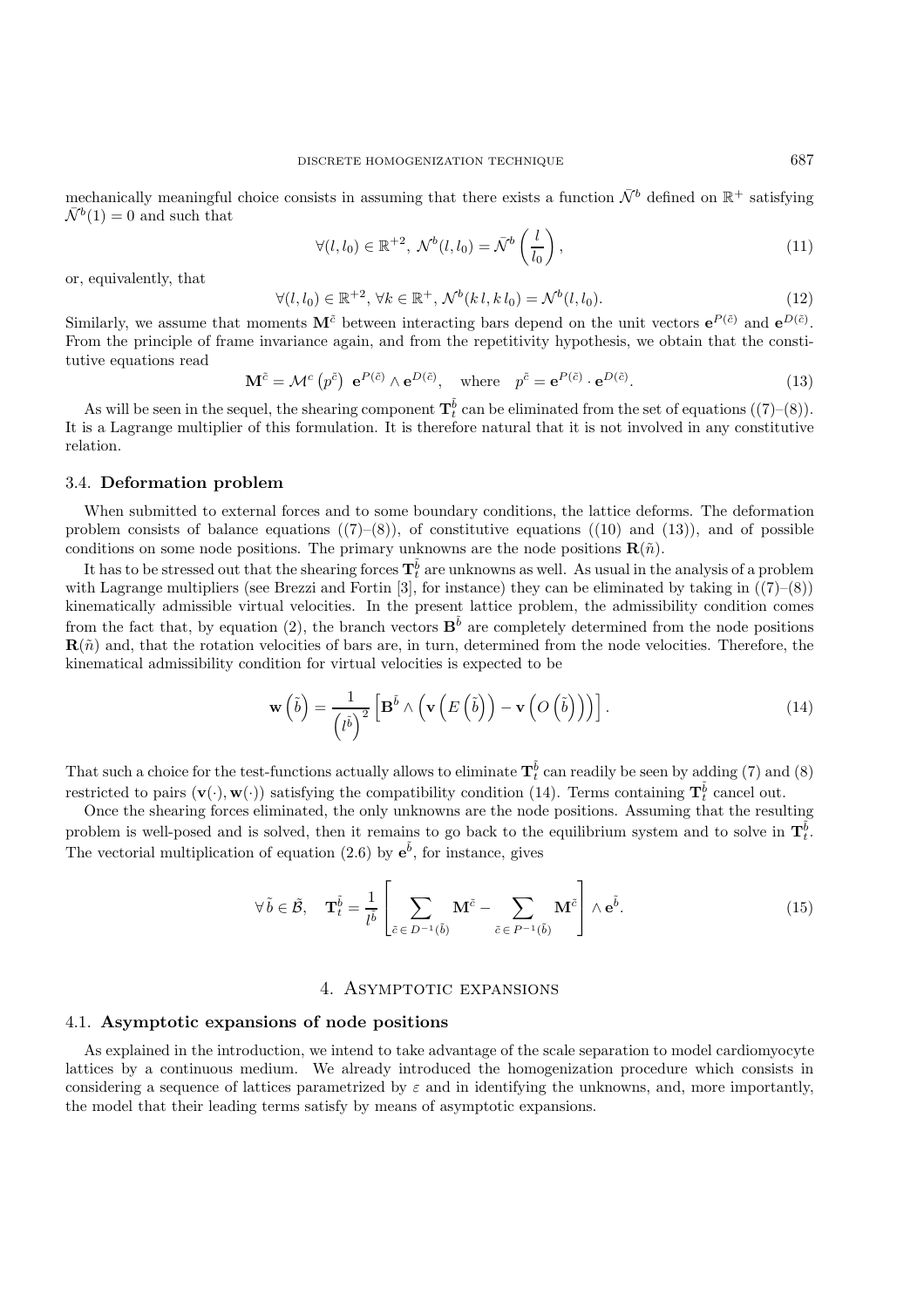mechanically meaningful choice consists in assuming that there exists a function $\bar{\mathcal{N}}^b$ defined on $\mathbb{R}^+$ satisfying $\bar{\mathcal{N}}^b(1) = 0$ and such that

$$\forall (l, l_0) \in \mathbb{R}^{+2},\ \mathcal{N}^b(l, l_0) = \bar{\mathcal{N}}^b\left(\frac{l}{l_0}\right), \tag{11}$$

or, equivalently, that

$$\forall (l, l_0) \in \mathbb{R}^{+2},\ \forall k \in \mathbb{R}^+,\ \mathcal{N}^b(k\, l, k\, l_0) = \mathcal{N}^b(l, l_0). \tag{12}$$

Similarly, we assume that moments $\mathbf{M}^{\tilde{c}}$ between interacting bars depend on the unit vectors $\mathbf{e}^{P(\tilde{c})}$ and $\mathbf{e}^{D(\tilde{c})}$. From the principle of frame invariance again, and from the repetitivity hypothesis, we obtain that the constitutive equations read

$$\mathbf{M}^{\tilde{c}} = \mathcal{M}^c\left(p^{\tilde{c}}\right)\ \mathbf{e}^{P(\tilde{c})} \wedge \mathbf{e}^{D(\tilde{c})}, \quad \text{where} \quad p^{\tilde{c}} = \mathbf{e}^{P(\tilde{c})} \cdot \mathbf{e}^{D(\tilde{c})}. \tag{13}$$

As will be seen in the sequel, the shearing component $\mathbf{T}_t^{\tilde{b}}$ can be eliminated from the set of equations ((7)–(8)). It is a Lagrange multiplier of this formulation. It is therefore natural that it is not involved in any constitutive relation.

### 3.4. **Deformation problem**

When submitted to external forces and to some boundary conditions, the lattice deforms. The deformation problem consists of balance equations ((7)–(8)), of constitutive equations ((10) and (13)), and of possible conditions on some node positions. The primary unknowns are the node positions $\mathbf{R}(\tilde{n})$.

It has to be stressed out that the shearing forces $\mathbf{T}_t^{\tilde{b}}$ are unknowns as well. As usual in the analysis of a problem with Lagrange multipliers (see Brezzi and Fortin [3], for instance) they can be eliminated by taking in ((7)–(8)) kinematically admissible virtual velocities. In the present lattice problem, the admissibility condition comes from the fact that, by equation (2), the branch vectors $\mathbf{B}^{\tilde{b}}$ are completely determined from the node positions $\mathbf{R}(\tilde{n})$ and, that the rotation velocities of bars are, in turn, determined from the node velocities. Therefore, the kinematical admissibility condition for virtual velocities is expected to be

$$\mathbf{w}\left(\tilde{b}\right) = \frac{1}{\left(l^{\tilde{b}}\right)^2}\left[\mathbf{B}^{\tilde{b}} \wedge \left(\mathbf{v}\left(E\left(\tilde{b}\right)\right) - \mathbf{v}\left(O\left(\tilde{b}\right)\right)\right)\right]. \tag{14}$$

That such a choice for the test-functions actually allows to eliminate $\mathbf{T}_t^{\tilde{b}}$ can readily be seen by adding (7) and (8) restricted to pairs $(\mathbf{v}(\cdot), \mathbf{w}(\cdot))$ satisfying the compatibility condition (14). Terms containing $\mathbf{T}_t^{\tilde{b}}$ cancel out.

Once the shearing forces eliminated, the only unknowns are the node positions. Assuming that the resulting problem is well-posed and is solved, then it remains to go back to the equilibrium system and to solve in $\mathbf{T}_t^{\tilde{b}}$. The vectorial multiplication of equation (2.6) by $\mathbf{e}^{\tilde{b}}$, for instance, gives

$$\forall\, \tilde{b} \in \tilde{\mathcal{B}}, \quad \mathbf{T}_t^{\tilde{b}} = \frac{1}{l^{\tilde{b}}}\left[\sum_{\tilde{c}\,\in\, D^{-1}(\tilde{b})} \mathbf{M}^{\tilde{c}} - \sum_{\tilde{c}\,\in\, P^{-1}(\tilde{b})} \mathbf{M}^{\tilde{c}}\right] \wedge \mathbf{e}^{\tilde{b}}. \tag{15}$$

## 4. Asymptotic expansions

### 4.1. **Asymptotic expansions of node positions**

As explained in the introduction, we intend to take advantage of the scale separation to model cardiomyocyte lattices by a continuous medium. We already introduced the homogenization procedure which consists in considering a sequence of lattices parametrized by $\varepsilon$ and in identifying the unknowns, and, more importantly, the model that their leading terms satisfy by means of asymptotic expansions.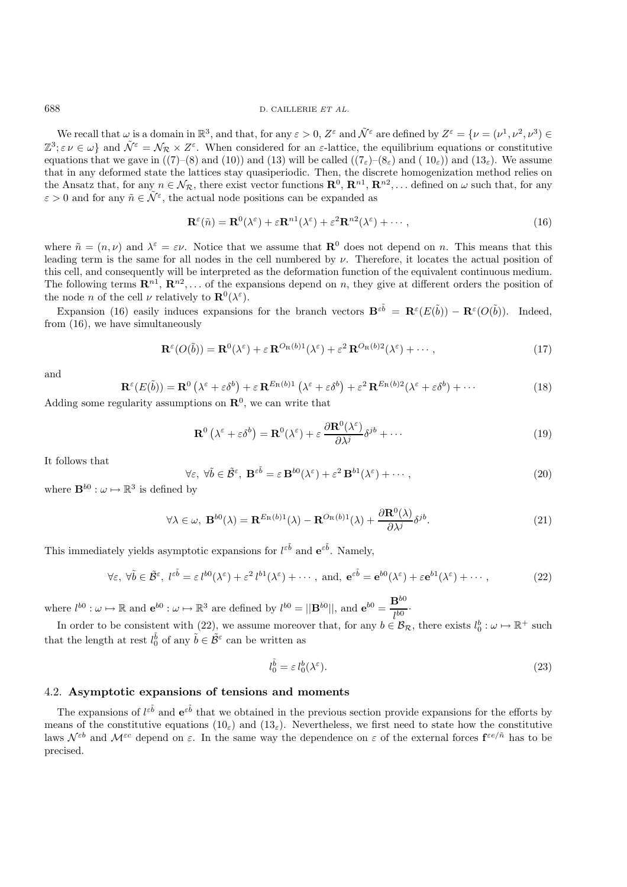We recall that $\omega$ is a domain in $\mathbb{R}^3$, and that, for any $\varepsilon > 0$, $Z^\varepsilon$ and $\tilde{\mathcal{N}}^\varepsilon$ are defined by $Z^\varepsilon = \{\nu = (\nu^1, \nu^2, \nu^3) \in \mathbb{Z}^3; \varepsilon\,\nu \in \omega\}$ and $\tilde{\mathcal{N}}^\varepsilon = \mathcal{N}_\mathcal{R} \times Z^\varepsilon$. When considered for an $\varepsilon$-lattice, the equilibrium equations or constitutive equations that we gave in ((7)–(8) and (10)) and (13) will be called ($(7_\varepsilon)$–$(8_\varepsilon)$ and $(10_\varepsilon)$) and $(13_\varepsilon)$. We assume that in any deformed state the lattices stay quasiperiodic. Then, the discrete homogenization method relies on the Ansatz that, for any $n \in \mathcal{N}_\mathcal{R}$, there exist vector functions $\mathbf{R}^0$, $\mathbf{R}^{n1}$, $\mathbf{R}^{n2}, \ldots$ defined on $\omega$ such that, for any $\varepsilon > 0$ and for any $\tilde{n} \in \tilde{\mathcal{N}}^\varepsilon$, the actual node positions can be expanded as

$$\mathbf{R}^\varepsilon(\tilde{n}) = \mathbf{R}^0(\lambda^\varepsilon) + \varepsilon \mathbf{R}^{n1}(\lambda^\varepsilon) + \varepsilon^2 \mathbf{R}^{n2}(\lambda^\varepsilon) + \cdots, \tag{16}$$

where $\tilde{n} = (n, \nu)$ and $\lambda^\varepsilon = \varepsilon\nu$. Notice that we assume that $\mathbf{R}^0$ does not depend on $n$. This means that this leading term is the same for all nodes in the cell numbered by $\nu$. Therefore, it locates the actual position of this cell, and consequently will be interpreted as the deformation function of the equivalent continuous medium. The following terms $\mathbf{R}^{n1}$, $\mathbf{R}^{n2}, \ldots$ of the expansions depend on $n$, they give at different orders the position of the node $n$ of the cell $\nu$ relatively to $\mathbf{R}^0(\lambda^\varepsilon)$.

Expansion (16) easily induces expansions for the branch vectors $\mathbf{B}^{\varepsilon\tilde{b}} = \mathbf{R}^\varepsilon(E(\tilde{b})) - \mathbf{R}^\varepsilon(O(\tilde{b}))$. Indeed, from (16), we have simultaneously

$$\mathbf{R}^\varepsilon(O(\tilde{b})) = \mathbf{R}^0(\lambda^\varepsilon) + \varepsilon\, \mathbf{R}^{O_\mathrm{R}(b)1}(\lambda^\varepsilon) + \varepsilon^2\, \mathbf{R}^{O_\mathrm{R}(b)2}(\lambda^\varepsilon) + \cdots, \tag{17}$$

and

$$\mathbf{R}^\varepsilon(E(\tilde{b})) = \mathbf{R}^0\left(\lambda^\varepsilon + \varepsilon\delta^b\right) + \varepsilon\, \mathbf{R}^{E_\mathrm{R}(b)1}\left(\lambda^\varepsilon + \varepsilon\delta^b\right) + \varepsilon^2\, \mathbf{R}^{E_\mathrm{R}(b)2}(\lambda^\varepsilon + \varepsilon\delta^b) + \cdots \tag{18}$$

Adding some regularity assumptions on $\mathbf{R}^0$, we can write that

$$\mathbf{R}^0\left(\lambda^\varepsilon + \varepsilon\delta^b\right) = \mathbf{R}^0(\lambda^\varepsilon) + \varepsilon\, \frac{\partial \mathbf{R}^0(\lambda^\varepsilon)}{\partial \lambda^j}\delta^{jb} + \cdots \tag{19}$$

It follows that

$$\forall \varepsilon,\ \forall \tilde{b} \in \tilde{\mathcal{B}}^\varepsilon,\ \mathbf{B}^{\varepsilon\tilde{b}} = \varepsilon\, \mathbf{B}^{b0}(\lambda^\varepsilon) + \varepsilon^2\, \mathbf{B}^{b1}(\lambda^\varepsilon) + \cdots, \tag{20}$$

where $\mathbf{B}^{b0} : \omega \mapsto \mathbb{R}^3$ is defined by

$$\forall \lambda \in \omega,\ \mathbf{B}^{b0}(\lambda) = \mathbf{R}^{E_\mathrm{R}(b)1}(\lambda) - \mathbf{R}^{O_\mathrm{R}(b)1}(\lambda) + \frac{\partial \mathbf{R}^0(\lambda)}{\partial \lambda^j}\delta^{jb}. \tag{21}$$

This immediately yields asymptotic expansions for $l^{\varepsilon\tilde{b}}$ and $\mathbf{e}^{\varepsilon\tilde{b}}$. Namely,

$$\forall \varepsilon,\ \forall \tilde{b} \in \tilde{\mathcal{B}}^\varepsilon,\ l^{\varepsilon\tilde{b}} = \varepsilon\, l^{b0}(\lambda^\varepsilon) + \varepsilon^2\, l^{b1}(\lambda^\varepsilon) + \cdots,\ \text{and},\ \mathbf{e}^{\varepsilon\tilde{b}} = \mathbf{e}^{b0}(\lambda^\varepsilon) + \varepsilon \mathbf{e}^{b1}(\lambda^\varepsilon) + \cdots, \tag{22}$$

where $l^{b0} : \omega \mapsto \mathbb{R}$ and $\mathbf{e}^{b0} : \omega \mapsto \mathbb{R}^3$ are defined by $l^{b0} = ||\mathbf{B}^{b0}||$, and $\mathbf{e}^{b0} = \dfrac{\mathbf{B}^{b0}}{l^{b0}}\cdot$

In order to be consistent with (22), we assume moreover that, for any $b \in \mathcal{B}_\mathcal{R}$, there exists $l_0^b : \omega \mapsto \mathbb{R}^+$ such that the length at rest $l_0^{\tilde{b}}$ of any $\tilde{b} \in \tilde{\mathcal{B}}^\varepsilon$ can be written as

$$l_0^{\tilde{b}} = \varepsilon\, l_0^b(\lambda^\varepsilon). \tag{23}$$

### 4.2. Asymptotic expansions of tensions and moments

The expansions of $l^{\varepsilon\tilde{b}}$ and $\mathbf{e}^{\varepsilon\tilde{b}}$ that we obtained in the previous section provide expansions for the efforts by means of the constitutive equations $(10_\varepsilon)$ and $(13_\varepsilon)$. Nevertheless, we first need to state how the constitutive laws $\mathcal{N}^{\varepsilon b}$ and $\mathcal{M}^{\varepsilon c}$ depend on $\varepsilon$. In the same way the dependence on $\varepsilon$ of the external forces $\mathbf{f}^{\varepsilon e/\tilde{n}}$ has to be precised.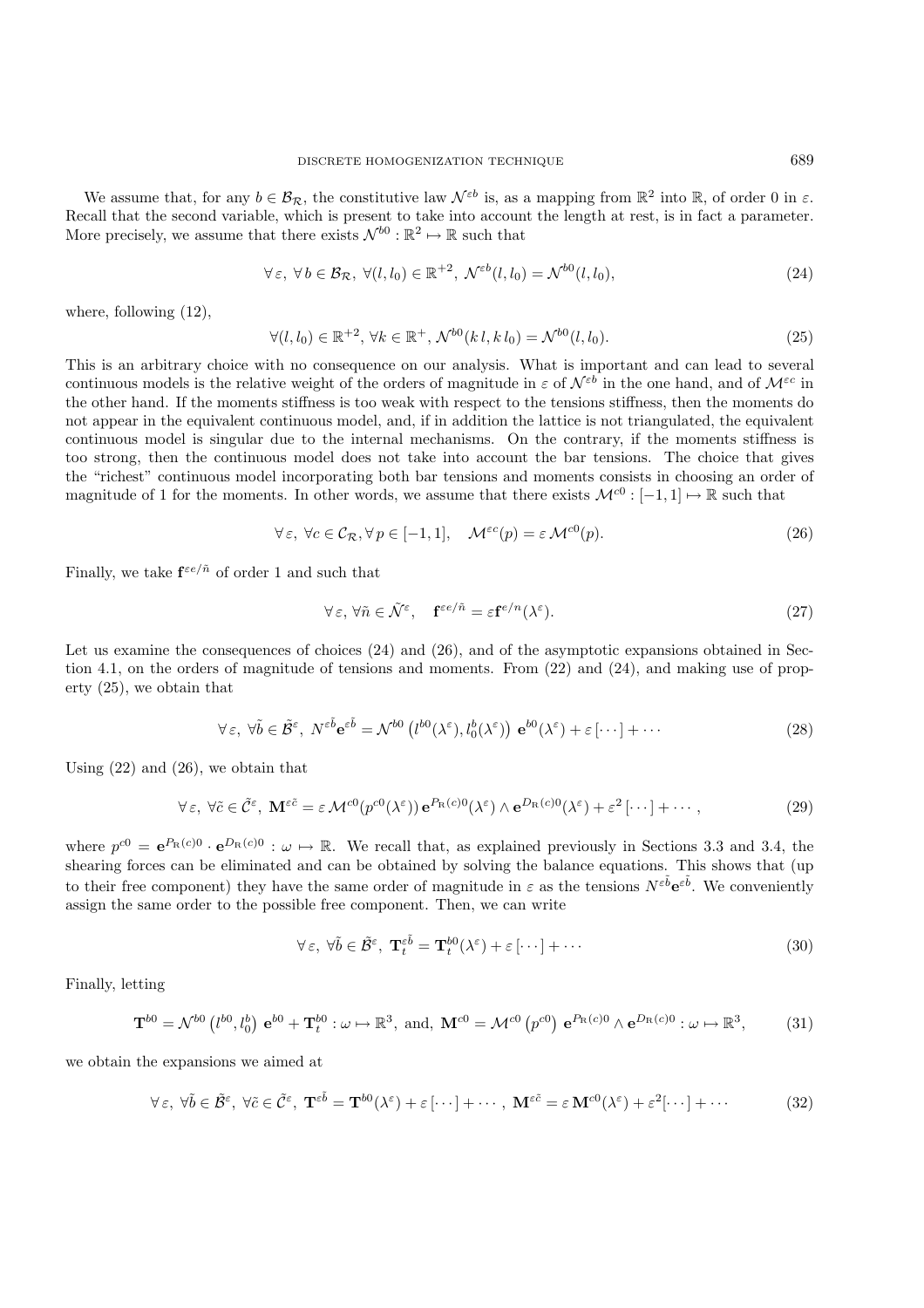We assume that, for any $b \in \mathcal{B}_{\mathcal{R}}$, the constitutive law $\mathcal{N}^{\varepsilon b}$ is, as a mapping from $\mathbb{R}^2$ into $\mathbb{R}$, of order 0 in $\varepsilon$. Recall that the second variable, which is present to take into account the length at rest, is in fact a parameter. More precisely, we assume that there exists $\mathcal{N}^{b0} : \mathbb{R}^2 \mapsto \mathbb{R}$ such that

$$\forall\, \varepsilon,\ \forall\, b \in \mathcal{B}_{\mathcal{R}},\ \forall (l, l_0) \in \mathbb{R}^{+2},\ \mathcal{N}^{\varepsilon b}(l, l_0) = \mathcal{N}^{b0}(l, l_0), \tag{24}$$

where, following (12),

$$\forall (l, l_0) \in \mathbb{R}^{+2},\ \forall k \in \mathbb{R}^{+},\ \mathcal{N}^{b0}(k\, l, k\, l_0) = \mathcal{N}^{b0}(l, l_0). \tag{25}$$

This is an arbitrary choice with no consequence on our analysis. What is important and can lead to several continuous models is the relative weight of the orders of magnitude in $\varepsilon$ of $\mathcal{N}^{\varepsilon b}$ in the one hand, and of $\mathcal{M}^{\varepsilon c}$ in the other hand. If the moments stiffness is too weak with respect to the tensions stiffness, then the moments do not appear in the equivalent continuous model, and, if in addition the lattice is not triangulated, the equivalent continuous model is singular due to the internal mechanisms. On the contrary, if the moments stiffness is too strong, then the continuous model does not take into account the bar tensions. The choice that gives the "richest" continuous model incorporating both bar tensions and moments consists in choosing an order of magnitude of 1 for the moments. In other words, we assume that there exists $\mathcal{M}^{c0} : [-1, 1] \mapsto \mathbb{R}$ such that

$$\forall\, \varepsilon,\ \forall c \in \mathcal{C}_{\mathcal{R}}, \forall\, p \in [-1, 1], \quad \mathcal{M}^{\varepsilon c}(p) = \varepsilon\, \mathcal{M}^{c0}(p). \tag{26}$$

Finally, we take $\mathbf{f}^{\varepsilon e/\tilde{n}}$ of order 1 and such that

$$\forall\, \varepsilon,\ \forall \tilde{n} \in \tilde{\mathcal{N}}^{\varepsilon}, \quad \mathbf{f}^{\varepsilon e/\tilde{n}} = \varepsilon \mathbf{f}^{e/n}(\lambda^{\varepsilon}). \tag{27}$$

Let us examine the consequences of choices (24) and (26), and of the asymptotic expansions obtained in Section 4.1, on the orders of magnitude of tensions and moments. From (22) and (24), and making use of property (25), we obtain that

$$\forall\, \varepsilon,\ \forall \tilde{b} \in \tilde{\mathcal{B}}^{\varepsilon},\ N^{\varepsilon \tilde{b}} \mathbf{e}^{\varepsilon \tilde{b}} = \mathcal{N}^{b0}\left(l^{b0}(\lambda^{\varepsilon}), l_0^{b}(\lambda^{\varepsilon})\right)\, \mathbf{e}^{b0}(\lambda^{\varepsilon}) + \varepsilon\, [\cdots] + \cdots \tag{28}$$

Using (22) and (26), we obtain that

$$\forall\, \varepsilon,\ \forall \tilde{c} \in \tilde{\mathcal{C}}^{\varepsilon},\ \mathbf{M}^{\varepsilon \tilde{c}} = \varepsilon\, \mathcal{M}^{c0}(p^{c0}(\lambda^{\varepsilon}))\, \mathbf{e}^{P_{\mathrm{R}}(c)0}(\lambda^{\varepsilon}) \wedge \mathbf{e}^{D_{\mathrm{R}}(c)0}(\lambda^{\varepsilon}) + \varepsilon^2\, [\cdots] + \cdots, \tag{29}$$

where $p^{c0} = \mathbf{e}^{P_{\mathrm{R}}(c)0} \cdot \mathbf{e}^{D_{\mathrm{R}}(c)0} : \omega \mapsto \mathbb{R}$. We recall that, as explained previously in Sections 3.3 and 3.4, the shearing forces can be eliminated and can be obtained by solving the balance equations. This shows that (up to their free component) they have the same order of magnitude in $\varepsilon$ as the tensions $N^{\varepsilon \tilde{b}} \mathbf{e}^{\varepsilon \tilde{b}}$. We conveniently assign the same order to the possible free component. Then, we can write

$$\forall\, \varepsilon,\ \forall \tilde{b} \in \tilde{\mathcal{B}}^{\varepsilon},\ \mathbf{T}_t^{\varepsilon \tilde{b}} = \mathbf{T}_t^{b0}(\lambda^{\varepsilon}) + \varepsilon\, [\cdots] + \cdots \tag{30}$$

Finally, letting

$$\mathbf{T}^{b0} = \mathcal{N}^{b0}\left(l^{b0}, l_0^{b}\right)\, \mathbf{e}^{b0} + \mathbf{T}_t^{b0} : \omega \mapsto \mathbb{R}^3, \text{ and, } \mathbf{M}^{c0} = \mathcal{M}^{c0}\left(p^{c0}\right)\, \mathbf{e}^{P_{\mathrm{R}}(c)0} \wedge \mathbf{e}^{D_{\mathrm{R}}(c)0} : \omega \mapsto \mathbb{R}^3, \tag{31}$$

we obtain the expansions we aimed at

$$\forall\, \varepsilon,\ \forall \tilde{b} \in \tilde{\mathcal{B}}^{\varepsilon},\ \forall \tilde{c} \in \tilde{\mathcal{C}}^{\varepsilon},\ \mathbf{T}^{\varepsilon \tilde{b}} = \mathbf{T}^{b0}(\lambda^{\varepsilon}) + \varepsilon\, [\cdots] + \cdots,\ \mathbf{M}^{\varepsilon \tilde{c}} = \varepsilon\, \mathbf{M}^{c0}(\lambda^{\varepsilon}) + \varepsilon^2 [\cdots] + \cdots \tag{32}$$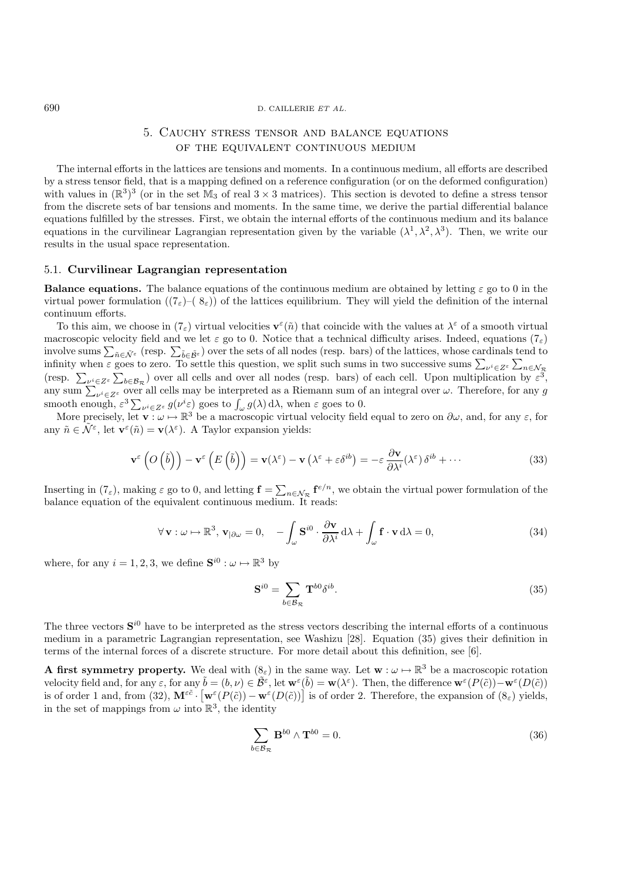## 5. Cauchy stress tensor and balance equations of the equivalent continuous medium

The internal efforts in the lattices are tensions and moments. In a continuous medium, all efforts are described by a stress tensor field, that is a mapping defined on a reference configuration (or on the deformed configuration) with values in $(\mathbb{R}^3)^3$ (or in the set $\mathbb{M}_3$ of real $3 \times 3$ matrices). This section is devoted to define a stress tensor from the discrete sets of bar tensions and moments. In the same time, we derive the partial differential balance equations fulfilled by the stresses. First, we obtain the internal efforts of the continuous medium and its balance equations in the curvilinear Lagrangian representation given by the variable $(\lambda^1, \lambda^2, \lambda^3)$. Then, we write our results in the usual space representation.

### 5.1. Curvilinear Lagrangian representation

**Balance equations.** The balance equations of the continuous medium are obtained by letting $\varepsilon$ go to 0 in the virtual power formulation $((7_\varepsilon)$–$(8_\varepsilon))$ of the lattices equilibrium. They will yield the definition of the internal continuum efforts.

To this aim, we choose in $(7_\varepsilon)$ virtual velocities $\mathbf{v}^\varepsilon(\tilde{n})$ that coincide with the values at $\lambda^\varepsilon$ of a smooth virtual macroscopic velocity field and we let $\varepsilon$ go to 0. Notice that a technical difficulty arises. Indeed, equations $(7_\varepsilon)$ involve sums $\sum_{\tilde{n} \in \tilde{\mathcal{N}}^\varepsilon}$ (resp. $\sum_{\tilde{b} \in \tilde{\mathcal{B}}^\varepsilon}$) over the sets of all nodes (resp. bars) of the lattices, whose cardinals tend to infinity when $\varepsilon$ goes to zero. To settle this question, we split such sums in two successive sums $\sum_{\nu^i \in Z^\varepsilon} \sum_{n \in \mathcal{N}_\mathcal{R}}$ (resp. $\sum_{\nu^i \in Z^\varepsilon} \sum_{b \in \mathcal{B}_\mathcal{R}}$) over all cells and over all nodes (resp. bars) of each cell. Upon multiplication by $\varepsilon^3$, any sum $\sum_{\nu^i \in Z^\varepsilon}$ over all cells may be interpreted as a Riemann sum of an integral over $\omega$. Therefore, for any $g$ smooth enough, $\varepsilon^3 \sum_{\nu^i \in Z^\varepsilon} g(\nu^i \varepsilon)$ goes to $\int_\omega g(\lambda)\,\mathrm{d}\lambda$, when $\varepsilon$ goes to 0.

More precisely, let $\mathbf{v} : \omega \mapsto \mathbb{R}^3$ be a macroscopic virtual velocity field equal to zero on $\partial\omega$, and, for any $\varepsilon$, for any $\tilde{n} \in \tilde{\mathcal{N}}^\varepsilon$, let $\mathbf{v}^\varepsilon(\tilde{n}) = \mathbf{v}(\lambda^\varepsilon)$. A Taylor expansion yields:

$$\mathbf{v}^\varepsilon\left(O\left(\tilde{b}\right)\right) - \mathbf{v}^\varepsilon\left(E\left(\tilde{b}\right)\right) = \mathbf{v}(\lambda^\varepsilon) - \mathbf{v}\left(\lambda^\varepsilon + \varepsilon\delta^{ib}\right) = -\varepsilon\,\frac{\partial \mathbf{v}}{\partial \lambda^i}(\lambda^\varepsilon)\,\delta^{ib} + \cdots \tag{33}$$

Inserting in $(7_\varepsilon)$, making $\varepsilon$ go to 0, and letting $\mathbf{f} = \sum_{n \in \mathcal{N}_\mathcal{R}} \mathbf{f}^{e/n}$, we obtain the virtual power formulation of the balance equation of the equivalent continuous medium. It reads:

$$\forall\, \mathbf{v} : \omega \mapsto \mathbb{R}^3,\ \mathbf{v}_{|\partial\omega} = 0, \quad -\int_\omega \mathbf{S}^{i0} \cdot \frac{\partial \mathbf{v}}{\partial \lambda^i}\,\mathrm{d}\lambda + \int_\omega \mathbf{f} \cdot \mathbf{v}\,\mathrm{d}\lambda = 0, \tag{34}$$

where, for any $i = 1, 2, 3$, we define $\mathbf{S}^{i0} : \omega \mapsto \mathbb{R}^3$ by

$$\mathbf{S}^{i0} = \sum_{b \in \mathcal{B}_\mathcal{R}} \mathbf{T}^{b0} \delta^{ib}. \tag{35}$$

The three vectors $\mathbf{S}^{i0}$ have to be interpreted as the stress vectors describing the internal efforts of a continuous medium in a parametric Lagrangian representation, see Washizu [28]. Equation (35) gives their definition in terms of the internal forces of a discrete structure. For more detail about this definition, see [6].

**A first symmetry property.** We deal with $(8_\varepsilon)$ in the same way. Let $\mathbf{w} : \omega \mapsto \mathbb{R}^3$ be a macroscopic rotation velocity field and, for any $\varepsilon$, for any $\tilde{b} = (b, \nu) \in \tilde{\mathcal{B}}^\varepsilon$, let $\mathbf{w}^\varepsilon(\tilde{b}) = \mathbf{w}(\lambda^\varepsilon)$. Then, the difference $\mathbf{w}^\varepsilon(P(\tilde{c})) - \mathbf{w}^\varepsilon(D(\tilde{c}))$ is of order 1 and, from (32), $\mathbf{M}^{\varepsilon\tilde{c}} \cdot \left[\mathbf{w}^\varepsilon(P(\tilde{c})) - \mathbf{w}^\varepsilon(D(\tilde{c}))\right]$ is of order 2. Therefore, the expansion of $(8_\varepsilon)$ yields, in the set of mappings from $\omega$ into $\mathbb{R}^3$, the identity

$$\sum_{b \in \mathcal{B}_\mathcal{R}} \mathbf{B}^{b0} \wedge \mathbf{T}^{b0} = 0. \tag{36}$$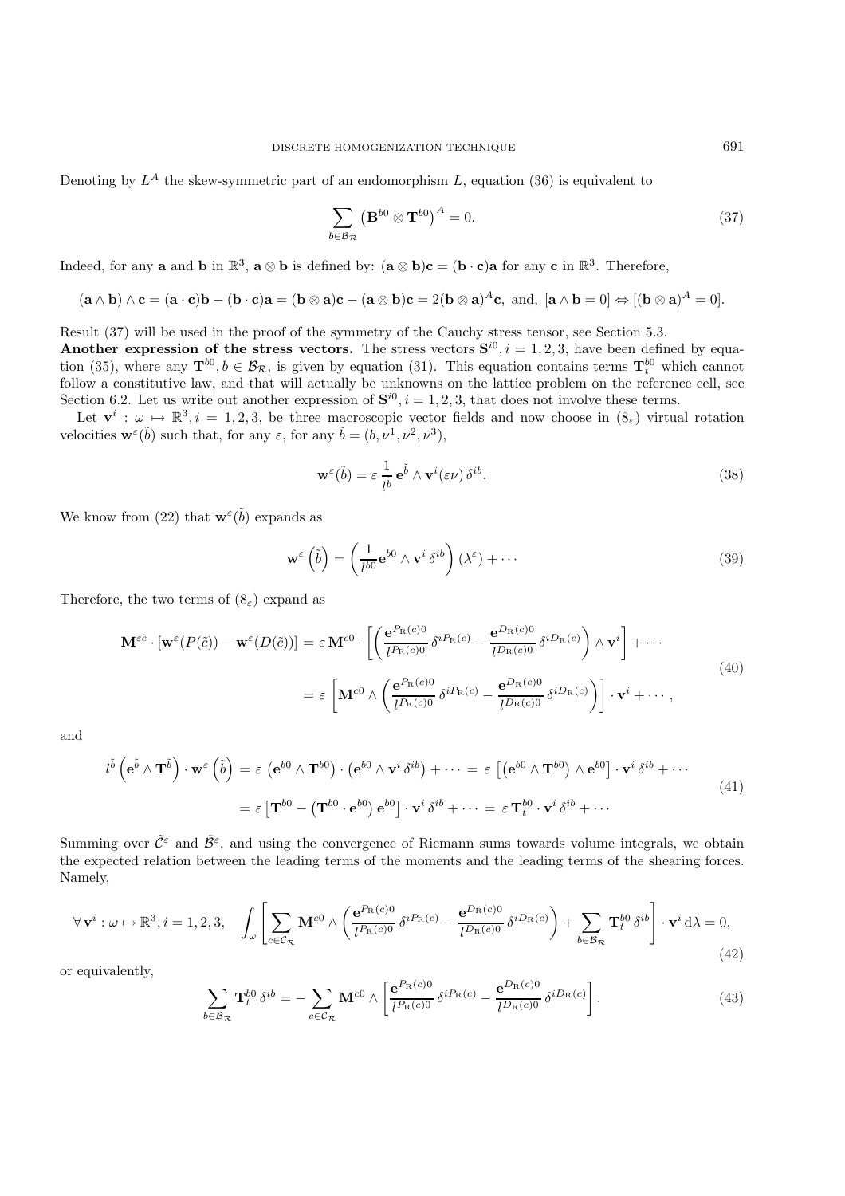Denoting by $L^A$ the skew-symmetric part of an endomorphism $L$, equation (36) is equivalent to

$$\sum_{b\in\mathcal{B}_{\mathcal{R}}} \left(\mathbf{B}^{b0}\otimes\mathbf{T}^{b0}\right)^A = 0. \tag{37}$$

Indeed, for any $\mathbf{a}$ and $\mathbf{b}$ in $\mathbb{R}^3$, $\mathbf{a}\otimes\mathbf{b}$ is defined by: $(\mathbf{a}\otimes\mathbf{b})\mathbf{c} = (\mathbf{b}\cdot\mathbf{c})\mathbf{a}$ for any $\mathbf{c}$ in $\mathbb{R}^3$. Therefore,

$$(\mathbf{a}\wedge\mathbf{b})\wedge\mathbf{c} = (\mathbf{a}\cdot\mathbf{c})\mathbf{b} - (\mathbf{b}\cdot\mathbf{c})\mathbf{a} = (\mathbf{b}\otimes\mathbf{a})\mathbf{c} - (\mathbf{a}\otimes\mathbf{b})\mathbf{c} = 2(\mathbf{b}\otimes\mathbf{a})^A\mathbf{c},\text{ and, } [\mathbf{a}\wedge\mathbf{b}=0] \Leftrightarrow [(\mathbf{b}\otimes\mathbf{a})^A = 0].$$

Result (37) will be used in the proof of the symmetry of the Cauchy stress tensor, see Section 5.3.

**Another expression of the stress vectors.** The stress vectors $\mathbf{S}^{i0}, i=1,2,3$, have been defined by equation (35), where any $\mathbf{T}^{b0}, b\in\mathcal{B}_{\mathcal{R}}$, is given by equation (31). This equation contains terms $\mathbf{T}_t^{b0}$ which cannot follow a constitutive law, and that will actually be unknowns on the lattice problem on the reference cell, see Section 6.2. Let us write out another expression of $\mathbf{S}^{i0}, i=1,2,3$, that does not involve these terms.

Let $\mathbf{v}^i : \omega \mapsto \mathbb{R}^3, i=1,2,3$, be three macroscopic vector fields and now choose in $(8_\varepsilon)$ virtual rotation velocities $\mathbf{w}^\varepsilon(\tilde{b})$ such that, for any $\varepsilon$, for any $\tilde{b} = (b,\nu^1,\nu^2,\nu^3)$,

$$\mathbf{w}^\varepsilon(\tilde{b}) = \varepsilon\,\frac{1}{l^{\tilde{b}}}\,\mathbf{e}^{\tilde{b}}\wedge\mathbf{v}^i(\varepsilon\nu)\,\delta^{ib}. \tag{38}$$

We know from (22) that $\mathbf{w}^\varepsilon(\tilde{b})$ expands as

$$\mathbf{w}^\varepsilon\left(\tilde{b}\right) = \left(\frac{1}{l^{b0}}\mathbf{e}^{b0}\wedge\mathbf{v}^i\,\delta^{ib}\right)(\lambda^\varepsilon) + \cdots \tag{39}$$

Therefore, the two terms of $(8_\varepsilon)$ expand as

$$\begin{aligned}\mathbf{M}^{\varepsilon\tilde{c}}\cdot\left[\mathbf{w}^\varepsilon(P(\tilde{c})) - \mathbf{w}^\varepsilon(D(\tilde{c}))\right] &= \varepsilon\,\mathbf{M}^{c0}\cdot\left[\left(\frac{\mathbf{e}^{P_{\mathrm{R}}(c)0}}{l^{P_{\mathrm{R}}(c)0}}\,\delta^{iP_{\mathrm{R}}(c)} - \frac{\mathbf{e}^{D_{\mathrm{R}}(c)0}}{l^{D_{\mathrm{R}}(c)0}}\,\delta^{iD_{\mathrm{R}}(c)}\right)\wedge\mathbf{v}^i\right] + \cdots \\ &= \varepsilon\,\left[\mathbf{M}^{c0}\wedge\left(\frac{\mathbf{e}^{P_{\mathrm{R}}(c)0}}{l^{P_{\mathrm{R}}(c)0}}\,\delta^{iP_{\mathrm{R}}(c)} - \frac{\mathbf{e}^{D_{\mathrm{R}}(c)0}}{l^{D_{\mathrm{R}}(c)0}}\,\delta^{iD_{\mathrm{R}}(c)}\right)\right]\cdot\mathbf{v}^i + \cdots,\end{aligned} \tag{40}$$

and

$$\begin{aligned}l^{\tilde{b}}\left(\mathbf{e}^{\tilde{b}}\wedge\mathbf{T}^{\tilde{b}}\right)\cdot\mathbf{w}^\varepsilon\left(\tilde{b}\right) &= \varepsilon\,\left(\mathbf{e}^{b0}\wedge\mathbf{T}^{b0}\right)\cdot\left(\mathbf{e}^{b0}\wedge\mathbf{v}^i\,\delta^{ib}\right) + \cdots = \varepsilon\,\left[\left(\mathbf{e}^{b0}\wedge\mathbf{T}^{b0}\right)\wedge\mathbf{e}^{b0}\right]\cdot\mathbf{v}^i\,\delta^{ib} + \cdots \\ &= \varepsilon\left[\mathbf{T}^{b0} - \left(\mathbf{T}^{b0}\cdot\mathbf{e}^{b0}\right)\mathbf{e}^{b0}\right]\cdot\mathbf{v}^i\,\delta^{ib} + \cdots = \varepsilon\,\mathbf{T}_t^{b0}\cdot\mathbf{v}^i\,\delta^{ib} + \cdots\end{aligned} \tag{41}$$

Summing over $\tilde{\mathcal{C}}^\varepsilon$ and $\tilde{\mathcal{B}}^\varepsilon$, and using the convergence of Riemann sums towards volume integrals, we obtain the expected relation between the leading terms of the moments and the leading terms of the shearing forces. Namely,

$$\forall\,\mathbf{v}^i : \omega\mapsto\mathbb{R}^3, i=1,2,3,\quad \int_\omega\left[\sum_{c\in\mathcal{C}_{\mathcal{R}}}\mathbf{M}^{c0}\wedge\left(\frac{\mathbf{e}^{P_{\mathrm{R}}(c)0}}{l^{P_{\mathrm{R}}(c)0}}\,\delta^{iP_{\mathrm{R}}(c)} - \frac{\mathbf{e}^{D_{\mathrm{R}}(c)0}}{l^{D_{\mathrm{R}}(c)0}}\,\delta^{iD_{\mathrm{R}}(c)}\right) + \sum_{b\in\mathcal{B}_{\mathcal{R}}}\mathbf{T}_t^{b0}\,\delta^{ib}\right]\cdot\mathbf{v}^i\,\mathrm{d}\lambda = 0, \tag{42}$$

or equivalently,

$$\sum_{b\in\mathcal{B}_{\mathcal{R}}}\mathbf{T}_t^{b0}\,\delta^{ib} = -\sum_{c\in\mathcal{C}_{\mathcal{R}}}\mathbf{M}^{c0}\wedge\left[\frac{\mathbf{e}^{P_{\mathrm{R}}(c)0}}{l^{P_{\mathrm{R}}(c)0}}\,\delta^{iP_{\mathrm{R}}(c)} - \frac{\mathbf{e}^{D_{\mathrm{R}}(c)0}}{l^{D_{\mathrm{R}}(c)0}}\,\delta^{iD_{\mathrm{R}}(c)}\right]. \tag{43}$$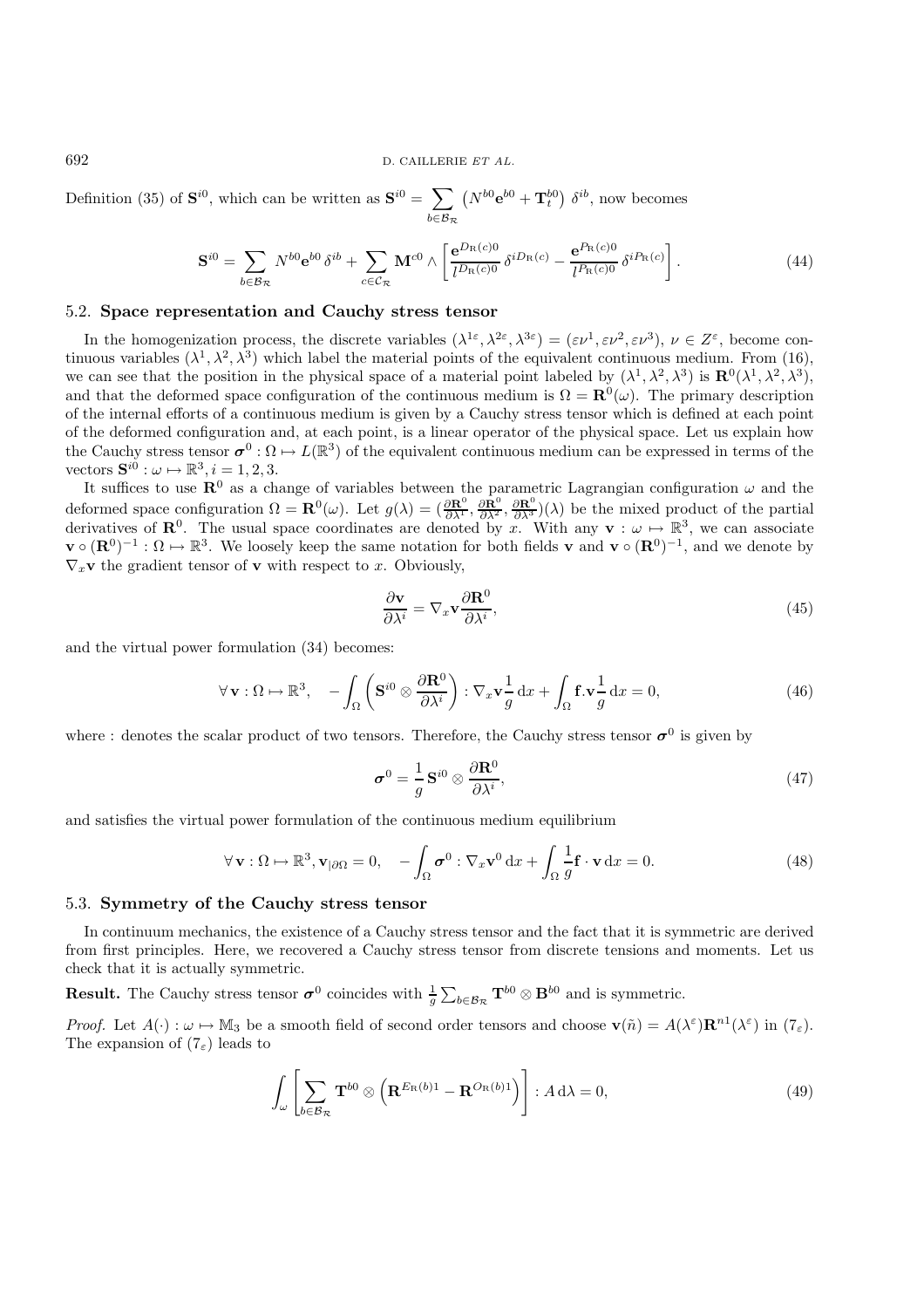Definition (35) of $\mathbf{S}^{i0}$, which can be written as $\mathbf{S}^{i0} = \sum_{b\in\mathcal{B}_\mathcal{R}} \left(N^{b0}\mathbf{e}^{b0} + \mathbf{T}_t^{b0}\right)\delta^{ib}$, now becomes

$$\mathbf{S}^{i0} = \sum_{b\in\mathcal{B}_\mathcal{R}} N^{b0}\mathbf{e}^{b0}\,\delta^{ib} + \sum_{c\in\mathcal{C}_\mathcal{R}} \mathbf{M}^{c0} \wedge \left[\frac{\mathbf{e}^{D_\mathrm{R}(c)0}}{l^{D_\mathrm{R}(c)0}}\,\delta^{iD_\mathrm{R}(c)} - \frac{\mathbf{e}^{P_\mathrm{R}(c)0}}{l^{P_\mathrm{R}(c)0}}\,\delta^{iP_\mathrm{R}(c)}\right]. \tag{44}$$

### 5.2. Space representation and Cauchy stress tensor

In the homogenization process, the discrete variables $(\lambda^{1\varepsilon}, \lambda^{2\varepsilon}, \lambda^{3\varepsilon}) = (\varepsilon\nu^1, \varepsilon\nu^2, \varepsilon\nu^3)$, $\nu \in Z^\varepsilon$, become continuous variables $(\lambda^1, \lambda^2, \lambda^3)$ which label the material points of the equivalent continuous medium. From (16), we can see that the position in the physical space of a material point labeled by $(\lambda^1, \lambda^2, \lambda^3)$ is $\mathbf{R}^0(\lambda^1, \lambda^2, \lambda^3)$, and that the deformed space configuration of the continuous medium is $\Omega = \mathbf{R}^0(\omega)$. The primary description of the internal efforts of a continuous medium is given by a Cauchy stress tensor which is defined at each point of the deformed configuration and, at each point, is a linear operator of the physical space. Let us explain how the Cauchy stress tensor $\boldsymbol{\sigma}^0 : \Omega \mapsto L(\mathbb{R}^3)$ of the equivalent continuous medium can be expressed in terms of the vectors $\mathbf{S}^{i0} : \omega \mapsto \mathbb{R}^3, i = 1, 2, 3$.

It suffices to use $\mathbf{R}^0$ as a change of variables between the parametric Lagrangian configuration $\omega$ and the deformed space configuration $\Omega = \mathbf{R}^0(\omega)$. Let $g(\lambda) = (\frac{\partial \mathbf{R}^0}{\partial \lambda^1}, \frac{\partial \mathbf{R}^0}{\partial \lambda^2}, \frac{\partial \mathbf{R}^0}{\partial \lambda^3})(\lambda)$ be the mixed product of the partial derivatives of $\mathbf{R}^0$. The usual space coordinates are denoted by $x$. With any $\mathbf{v} : \omega \mapsto \mathbb{R}^3$, we can associate $\mathbf{v} \circ (\mathbf{R}^0)^{-1} : \Omega \mapsto \mathbb{R}^3$. We loosely keep the same notation for both fields $\mathbf{v}$ and $\mathbf{v} \circ (\mathbf{R}^0)^{-1}$, and we denote by $\nabla_x \mathbf{v}$ the gradient tensor of $\mathbf{v}$ with respect to $x$. Obviously,

$$\frac{\partial \mathbf{v}}{\partial \lambda^i} = \nabla_x \mathbf{v} \frac{\partial \mathbf{R}^0}{\partial \lambda^i}, \tag{45}$$

and the virtual power formulation (34) becomes:

$$\forall\, \mathbf{v} : \Omega \mapsto \mathbb{R}^3, \quad -\int_\Omega \left(\mathbf{S}^{i0} \otimes \frac{\partial \mathbf{R}^0}{\partial \lambda^i}\right) : \nabla_x \mathbf{v} \frac{1}{g}\,\mathrm{d}x + \int_\Omega \mathbf{f}.\mathbf{v}\frac{1}{g}\,\mathrm{d}x = 0, \tag{46}$$

where : denotes the scalar product of two tensors. Therefore, the Cauchy stress tensor $\boldsymbol{\sigma}^0$ is given by

$$\boldsymbol{\sigma}^0 = \frac{1}{g}\,\mathbf{S}^{i0} \otimes \frac{\partial \mathbf{R}^0}{\partial \lambda^i}, \tag{47}$$

and satisfies the virtual power formulation of the continuous medium equilibrium

$$\forall\, \mathbf{v} : \Omega \mapsto \mathbb{R}^3, \mathbf{v}_{|\partial\Omega} = 0, \quad -\int_\Omega \boldsymbol{\sigma}^0 : \nabla_x \mathbf{v}^0\,\mathrm{d}x + \int_\Omega \frac{1}{g}\mathbf{f} \cdot \mathbf{v}\,\mathrm{d}x = 0. \tag{48}$$

### 5.3. Symmetry of the Cauchy stress tensor

In continuum mechanics, the existence of a Cauchy stress tensor and the fact that it is symmetric are derived from first principles. Here, we recovered a Cauchy stress tensor from discrete tensions and moments. Let us check that it is actually symmetric.

**Result.** The Cauchy stress tensor $\boldsymbol{\sigma}^0$ coincides with $\frac{1}{g}\sum_{b\in\mathcal{B}_\mathcal{R}} \mathbf{T}^{b0} \otimes \mathbf{B}^{b0}$ and is symmetric.

*Proof.* Let $A(\cdot) : \omega \mapsto \mathbb{M}_3$ be a smooth field of second order tensors and choose $\mathbf{v}(\tilde{n}) = A(\lambda^\varepsilon)\mathbf{R}^{n1}(\lambda^\varepsilon)$ in $(7_\varepsilon)$. The expansion of $(7_\varepsilon)$ leads to

$$\int_\omega \left[\sum_{b\in\mathcal{B}_\mathcal{R}} \mathbf{T}^{b0} \otimes \left(\mathbf{R}^{E_\mathrm{R}(b)1} - \mathbf{R}^{O_\mathrm{R}(b)1}\right)\right] : A\,\mathrm{d}\lambda = 0, \tag{49}$$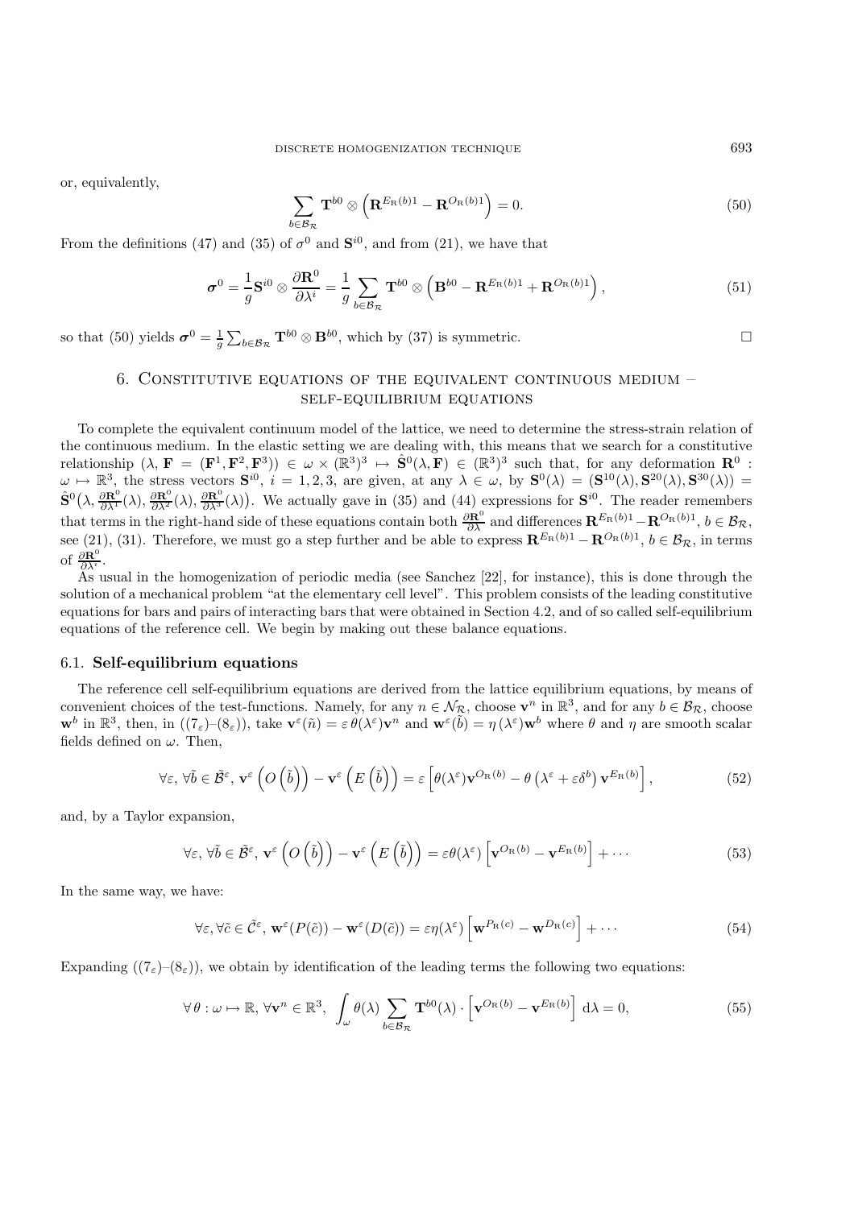or, equivalently,

$$\sum_{b\in\mathcal{B}_{\mathcal{R}}} \mathbf{T}^{b0} \otimes \left(\mathbf{R}^{E_{\mathrm{R}}(b)1} - \mathbf{R}^{O_{\mathrm{R}}(b)1}\right) = 0. \tag{50}$$

From the definitions (47) and (35) of $\sigma^0$ and $\mathbf{S}^{i0}$, and from (21), we have that

$$\boldsymbol{\sigma}^0 = \frac{1}{g}\mathbf{S}^{i0} \otimes \frac{\partial \mathbf{R}^0}{\partial \lambda^i} = \frac{1}{g}\sum_{b\in\mathcal{B}_{\mathcal{R}}} \mathbf{T}^{b0} \otimes \left(\mathbf{B}^{b0} - \mathbf{R}^{E_{\mathrm{R}}(b)1} + \mathbf{R}^{O_{\mathrm{R}}(b)1}\right), \tag{51}$$

so that (50) yields $\boldsymbol{\sigma}^0 = \frac{1}{g}\sum_{b\in\mathcal{B}_{\mathcal{R}}} \mathbf{T}^{b0} \otimes \mathbf{B}^{b0}$, which by (37) is symmetric. □

## 6. Constitutive equations of the equivalent continuous medium – self-equilibrium equations

To complete the equivalent continuum model of the lattice, we need to determine the stress-strain relation of the continuous medium. In the elastic setting we are dealing with, this means that we search for a constitutive relationship $(\lambda, \mathbf{F} = (\mathbf{F}^1, \mathbf{F}^2, \mathbf{F}^3)) \in \omega \times (\mathbb{R}^3)^3 \mapsto \hat{\mathbf{S}}^0(\lambda, \mathbf{F}) \in (\mathbb{R}^3)^3$ such that, for any deformation $\mathbf{R}^0 : \omega \mapsto \mathbb{R}^3$, the stress vectors $\mathbf{S}^{i0}$, $i = 1, 2, 3$, are given, at any $\lambda \in \omega$, by $\mathbf{S}^0(\lambda) = (\mathbf{S}^{10}(\lambda), \mathbf{S}^{20}(\lambda), \mathbf{S}^{30}(\lambda)) = \hat{\mathbf{S}}^0\big(\lambda, \frac{\partial \mathbf{R}^0}{\partial \lambda^1}(\lambda), \frac{\partial \mathbf{R}^0}{\partial \lambda^2}(\lambda), \frac{\partial \mathbf{R}^0}{\partial \lambda^3}(\lambda)\big)$. We actually gave in (35) and (44) expressions for $\mathbf{S}^{i0}$. The reader remembers that terms in the right-hand side of these equations contain both $\frac{\partial \mathbf{R}^0}{\partial \lambda}$ and differences $\mathbf{R}^{E_{\mathrm{R}}(b)1} - \mathbf{R}^{O_{\mathrm{R}}(b)1}$, $b \in \mathcal{B}_{\mathcal{R}}$, see (21), (31). Therefore, we must go a step further and be able to express $\mathbf{R}^{E_{\mathrm{R}}(b)1} - \mathbf{R}^{O_{\mathrm{R}}(b)1}$, $b \in \mathcal{B}_{\mathcal{R}}$, in terms of $\frac{\partial \mathbf{R}^0}{\partial \lambda^i}$.

As usual in the homogenization of periodic media (see Sanchez [22], for instance), this is done through the solution of a mechanical problem "at the elementary cell level". This problem consists of the leading constitutive equations for bars and pairs of interacting bars that were obtained in Section 4.2, and of so called self-equilibrium equations of the reference cell. We begin by making out these balance equations.

### 6.1. Self-equilibrium equations

The reference cell self-equilibrium equations are derived from the lattice equilibrium equations, by means of convenient choices of the test-functions. Namely, for any $n \in \mathcal{N}_{\mathcal{R}}$, choose $\mathbf{v}^n$ in $\mathbb{R}^3$, and for any $b \in \mathcal{B}_{\mathcal{R}}$, choose $\mathbf{w}^b$ in $\mathbb{R}^3$, then, in $((7_\varepsilon)$–$(8_\varepsilon))$, take $\mathbf{v}^\varepsilon(\tilde{n}) = \varepsilon\,\theta(\lambda^\varepsilon)\mathbf{v}^n$ and $\mathbf{w}^\varepsilon(\tilde{b}) = \eta\,(\lambda^\varepsilon)\mathbf{w}^b$ where $\theta$ and $\eta$ are smooth scalar fields defined on $\omega$. Then,

$$\forall \varepsilon,\, \forall \tilde{b} \in \tilde{\mathcal{B}}^\varepsilon,\, \mathbf{v}^\varepsilon\left(O\left(\tilde{b}\right)\right) - \mathbf{v}^\varepsilon\left(E\left(\tilde{b}\right)\right) = \varepsilon\left[\theta(\lambda^\varepsilon)\mathbf{v}^{O_{\mathrm{R}}(b)} - \theta\left(\lambda^\varepsilon + \varepsilon\delta^b\right)\mathbf{v}^{E_{\mathrm{R}}(b)}\right], \tag{52}$$

and, by a Taylor expansion,

$$\forall \varepsilon,\, \forall \tilde{b} \in \tilde{\mathcal{B}}^\varepsilon,\, \mathbf{v}^\varepsilon\left(O\left(\tilde{b}\right)\right) - \mathbf{v}^\varepsilon\left(E\left(\tilde{b}\right)\right) = \varepsilon\theta(\lambda^\varepsilon)\left[\mathbf{v}^{O_{\mathrm{R}}(b)} - \mathbf{v}^{E_{\mathrm{R}}(b)}\right] + \cdots \tag{53}$$

In the same way, we have:

$$\forall \varepsilon, \forall \tilde{c} \in \tilde{\mathcal{C}}^\varepsilon,\, \mathbf{w}^\varepsilon(P(\tilde{c})) - \mathbf{w}^\varepsilon(D(\tilde{c})) = \varepsilon\eta(\lambda^\varepsilon)\left[\mathbf{w}^{P_{\mathrm{R}}(c)} - \mathbf{w}^{D_{\mathrm{R}}(c)}\right] + \cdots \tag{54}$$

Expanding $((7_\varepsilon)$–$(8_\varepsilon))$, we obtain by identification of the leading terms the following two equations:

$$\forall\,\theta : \omega \mapsto \mathbb{R},\, \forall \mathbf{v}^n \in \mathbb{R}^3,\; \int_\omega \theta(\lambda) \sum_{b\in\mathcal{B}_{\mathcal{R}}} \mathbf{T}^{b0}(\lambda) \cdot \left[\mathbf{v}^{O_{\mathrm{R}}(b)} - \mathbf{v}^{E_{\mathrm{R}}(b)}\right] \mathrm{d}\lambda = 0, \tag{55}$$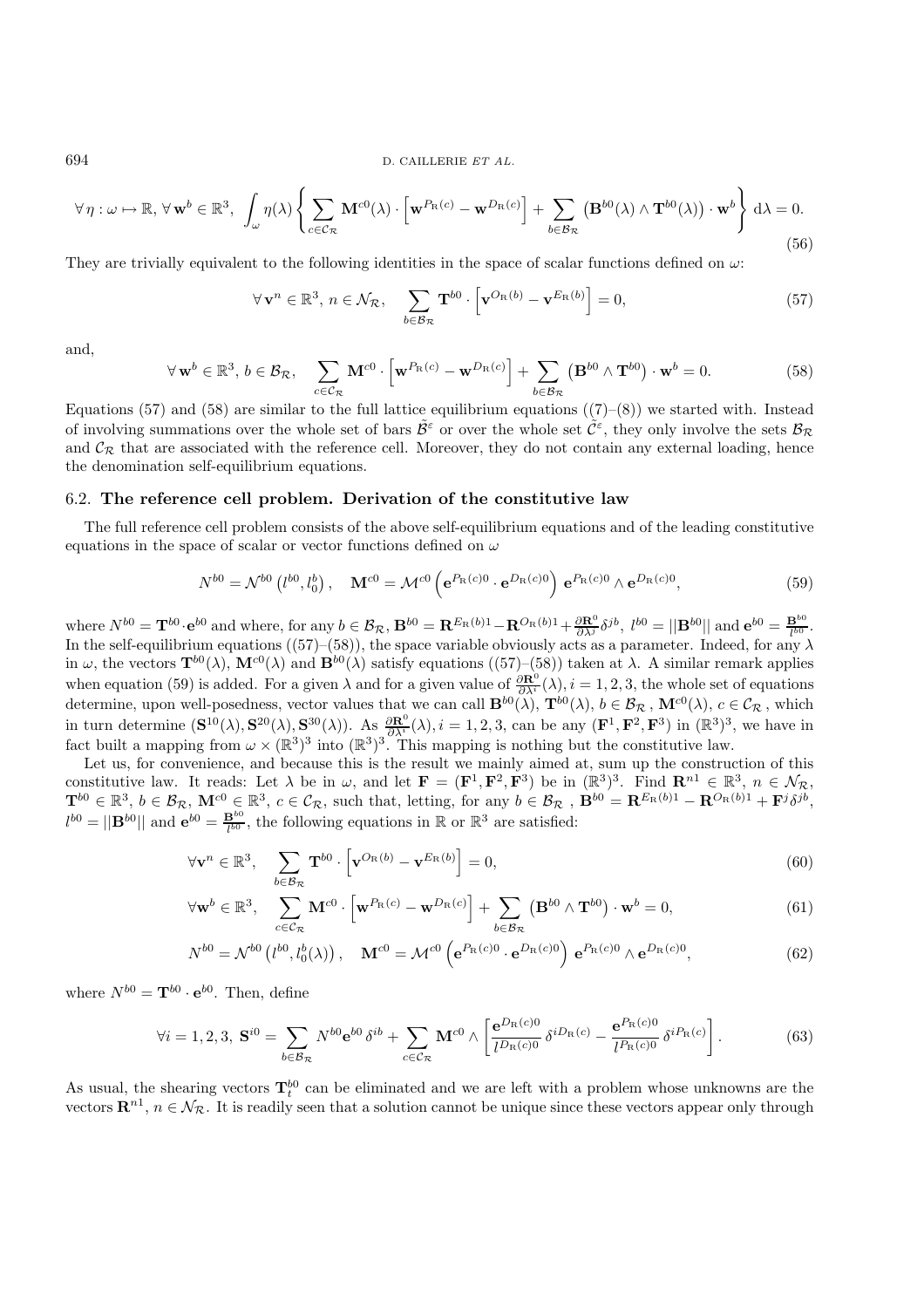$$\forall \eta : \omega \mapsto \mathbb{R},\ \forall \mathbf{w}^b \in \mathbb{R}^3,\ \int_\omega \eta(\lambda) \left\{ \sum_{c \in \mathcal{C}_\mathcal{R}} \mathbf{M}^{c0}(\lambda) \cdot \left[ \mathbf{w}^{P_\mathrm{R}(c)} - \mathbf{w}^{D_\mathrm{R}(c)} \right] + \sum_{b \in \mathcal{B}_\mathcal{R}} \left( \mathbf{B}^{b0}(\lambda) \wedge \mathbf{T}^{b0}(\lambda) \right) \cdot \mathbf{w}^b \right\} \mathrm{d}\lambda = 0. \tag{56}$$

They are trivially equivalent to the following identities in the space of scalar functions defined on $\omega$:

$$\forall \mathbf{v}^n \in \mathbb{R}^3,\ n \in \mathcal{N}_\mathcal{R}, \quad \sum_{b \in \mathcal{B}_\mathcal{R}} \mathbf{T}^{b0} \cdot \left[ \mathbf{v}^{O_\mathrm{R}(b)} - \mathbf{v}^{E_\mathrm{R}(b)} \right] = 0, \tag{57}$$

and,

$$\forall \mathbf{w}^b \in \mathbb{R}^3,\ b \in \mathcal{B}_\mathcal{R}, \quad \sum_{c \in \mathcal{C}_\mathcal{R}} \mathbf{M}^{c0} \cdot \left[ \mathbf{w}^{P_\mathrm{R}(c)} - \mathbf{w}^{D_\mathrm{R}(c)} \right] + \sum_{b \in \mathcal{B}_\mathcal{R}} \left( \mathbf{B}^{b0} \wedge \mathbf{T}^{b0} \right) \cdot \mathbf{w}^b = 0. \tag{58}$$

Equations (57) and (58) are similar to the full lattice equilibrium equations ((7)–(8)) we started with. Instead of involving summations over the whole set of bars $\tilde{\mathcal{B}}^\varepsilon$ or over the whole set $\tilde{\mathcal{C}}^\varepsilon$, they only involve the sets $\mathcal{B}_\mathcal{R}$ and $\mathcal{C}_\mathcal{R}$ that are associated with the reference cell. Moreover, they do not contain any external loading, hence the denomination self-equilibrium equations.

### 6.2. **The reference cell problem. Derivation of the constitutive law**

The full reference cell problem consists of the above self-equilibrium equations and of the leading constitutive equations in the space of scalar or vector functions defined on $\omega$

$$N^{b0} = \mathcal{N}^{b0}\left(l^{b0}, l_0^b\right), \quad \mathbf{M}^{c0} = \mathcal{M}^{c0}\left(\mathbf{e}^{P_\mathrm{R}(c)0} \cdot \mathbf{e}^{D_\mathrm{R}(c)0}\right) \mathbf{e}^{P_\mathrm{R}(c)0} \wedge \mathbf{e}^{D_\mathrm{R}(c)0}, \tag{59}$$

where $N^{b0} = \mathbf{T}^{b0} \cdot \mathbf{e}^{b0}$ and where, for any $b \in \mathcal{B}_\mathcal{R}$, $\mathbf{B}^{b0} = \mathbf{R}^{E_\mathrm{R}(b)1} - \mathbf{R}^{O_\mathrm{R}(b)1} + \frac{\partial \mathbf{R}^0}{\partial \lambda^j} \delta^{jb}$, $l^{b0} = ||\mathbf{B}^{b0}||$ and $\mathbf{e}^{b0} = \frac{\mathbf{B}^{b0}}{l^{b0}}$. In the self-equilibrium equations ((57)–(58)), the space variable obviously acts as a parameter. Indeed, for any $\lambda$ in $\omega$, the vectors $\mathbf{T}^{b0}(\lambda)$, $\mathbf{M}^{c0}(\lambda)$ and $\mathbf{B}^{b0}(\lambda)$ satisfy equations ((57)–(58)) taken at $\lambda$. A similar remark applies when equation (59) is added. For a given $\lambda$ and for a given value of $\frac{\partial \mathbf{R}^0}{\partial \lambda^i}(\lambda), i = 1, 2, 3$, the whole set of equations determine, upon well-posedness, vector values that we can call $\mathbf{B}^{b0}(\lambda)$, $\mathbf{T}^{b0}(\lambda)$, $b \in \mathcal{B}_\mathcal{R}$, $\mathbf{M}^{c0}(\lambda)$, $c \in \mathcal{C}_\mathcal{R}$, which in turn determine $(\mathbf{S}^{10}(\lambda), \mathbf{S}^{20}(\lambda), \mathbf{S}^{30}(\lambda))$. As $\frac{\partial \mathbf{R}^0}{\partial \lambda^i}(\lambda), i = 1, 2, 3$, can be any $(\mathbf{F}^1, \mathbf{F}^2, \mathbf{F}^3)$ in $(\mathbb{R}^3)^3$, we have in fact built a mapping from $\omega \times (\mathbb{R}^3)^3$ into $(\mathbb{R}^3)^3$. This mapping is nothing but the constitutive law.

Let us, for convenience, and because this is the result we mainly aimed at, sum up the construction of this constitutive law. It reads: Let $\lambda$ be in $\omega$, and let $\mathbf{F} = (\mathbf{F}^1, \mathbf{F}^2, \mathbf{F}^3)$ be in $(\mathbb{R}^3)^3$. Find $\mathbf{R}^{n1} \in \mathbb{R}^3$, $n \in \mathcal{N}_\mathcal{R}$, $\mathbf{T}^{b0} \in \mathbb{R}^3$, $b \in \mathcal{B}_\mathcal{R}$, $\mathbf{M}^{c0} \in \mathbb{R}^3$, $c \in \mathcal{C}_\mathcal{R}$, such that, letting, for any $b \in \mathcal{B}_\mathcal{R}$ , $\mathbf{B}^{b0} = \mathbf{R}^{E_\mathrm{R}(b)1} - \mathbf{R}^{O_\mathrm{R}(b)1} + \mathbf{F}^j \delta^{jb}$, $l^{b0} = ||\mathbf{B}^{b0}||$ and $\mathbf{e}^{b0} = \frac{\mathbf{B}^{b0}}{l^{b0}}$, the following equations in $\mathbb{R}$ or $\mathbb{R}^3$ are satisfied:

$$\forall \mathbf{v}^n \in \mathbb{R}^3, \quad \sum_{b \in \mathcal{B}_\mathcal{R}} \mathbf{T}^{b0} \cdot \left[ \mathbf{v}^{O_\mathrm{R}(b)} - \mathbf{v}^{E_\mathrm{R}(b)} \right] = 0, \tag{60}$$

$$\forall \mathbf{w}^b \in \mathbb{R}^3, \quad \sum_{c \in \mathcal{C}_\mathcal{R}} \mathbf{M}^{c0} \cdot \left[ \mathbf{w}^{P_\mathrm{R}(c)} - \mathbf{w}^{D_\mathrm{R}(c)} \right] + \sum_{b \in \mathcal{B}_\mathcal{R}} \left( \mathbf{B}^{b0} \wedge \mathbf{T}^{b0} \right) \cdot \mathbf{w}^b = 0, \tag{61}$$

$$N^{b0} = \mathcal{N}^{b0}\left(l^{b0}, l_0^b(\lambda)\right), \quad \mathbf{M}^{c0} = \mathcal{M}^{c0}\left(\mathbf{e}^{P_\mathrm{R}(c)0} \cdot \mathbf{e}^{D_\mathrm{R}(c)0}\right) \mathbf{e}^{P_\mathrm{R}(c)0} \wedge \mathbf{e}^{D_\mathrm{R}(c)0}, \tag{62}$$

where $N^{b0} = \mathbf{T}^{b0} \cdot \mathbf{e}^{b0}$. Then, define

$$\forall i = 1, 2, 3,\ \mathbf{S}^{i0} = \sum_{b \in \mathcal{B}_\mathcal{R}} N^{b0} \mathbf{e}^{b0} \, \delta^{ib} + \sum_{c \in \mathcal{C}_\mathcal{R}} \mathbf{M}^{c0} \wedge \left[ \frac{\mathbf{e}^{D_\mathrm{R}(c)0}}{l^{D_\mathrm{R}(c)0}} \, \delta^{iD_\mathrm{R}(c)} - \frac{\mathbf{e}^{P_\mathrm{R}(c)0}}{l^{P_\mathrm{R}(c)0}} \, \delta^{iP_\mathrm{R}(c)} \right]. \tag{63}$$

As usual, the shearing vectors $\mathbf{T}_t^{b0}$ can be eliminated and we are left with a problem whose unknowns are the vectors $\mathbf{R}^{n1}$, $n \in \mathcal{N}_\mathcal{R}$. It is readily seen that a solution cannot be unique since these vectors appear only through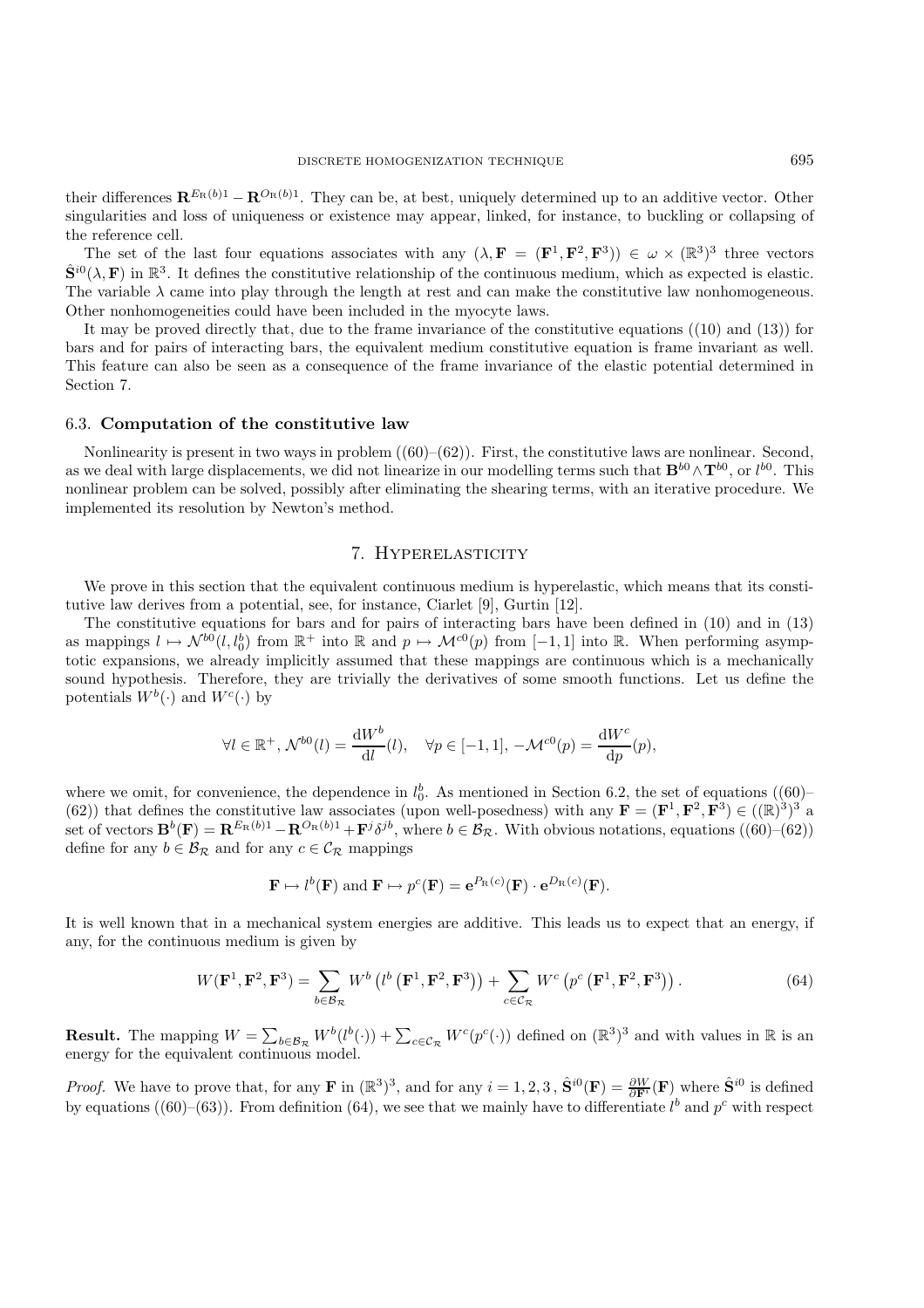their differences $\mathbf{R}^{E_{\mathrm{R}}(b)1} - \mathbf{R}^{O_{\mathrm{R}}(b)1}$. They can be, at best, uniquely determined up to an additive vector. Other singularities and loss of uniqueness or existence may appear, linked, for instance, to buckling or collapsing of the reference cell.

The set of the last four equations associates with any $(\lambda, \mathbf{F} = (\mathbf{F}^1, \mathbf{F}^2, \mathbf{F}^3)) \in \omega \times (\mathbb{R}^3)^3$ three vectors $\hat{\mathbf{S}}^{i0}(\lambda, \mathbf{F})$ in $\mathbb{R}^3$. It defines the constitutive relationship of the continuous medium, which as expected is elastic. The variable $\lambda$ came into play through the length at rest and can make the constitutive law nonhomogeneous. Other nonhomogeneities could have been included in the myocyte laws.

It may be proved directly that, due to the frame invariance of the constitutive equations ((10) and (13)) for bars and for pairs of interacting bars, the equivalent medium constitutive equation is frame invariant as well. This feature can also be seen as a consequence of the frame invariance of the elastic potential determined in Section 7.

### 6.3. **Computation of the constitutive law**

Nonlinearity is present in two ways in problem ((60)–(62)). First, the constitutive laws are nonlinear. Second, as we deal with large displacements, we did not linearize in our modelling terms such that $\mathbf{B}^{b0} \wedge \mathbf{T}^{b0}$, or $l^{b0}$. This nonlinear problem can be solved, possibly after eliminating the shearing terms, with an iterative procedure. We implemented its resolution by Newton's method.

## 7. Hyperelasticity

We prove in this section that the equivalent continuous medium is hyperelastic, which means that its constitutive law derives from a potential, see, for instance, Ciarlet [9], Gurtin [12].

The constitutive equations for bars and for pairs of interacting bars have been defined in (10) and in (13) as mappings $l \mapsto \mathcal{N}^{b0}(l, l_0^b)$ from $\mathbb{R}^+$ into $\mathbb{R}$ and $p \mapsto \mathcal{M}^{c0}(p)$ from $[-1, 1]$ into $\mathbb{R}$. When performing asymptotic expansions, we already implicitly assumed that these mappings are continuous which is a mechanically sound hypothesis. Therefore, they are trivially the derivatives of some smooth functions. Let us define the potentials $W^b(\cdot)$ and $W^c(\cdot)$ by

$$\forall l \in \mathbb{R}^+, \, \mathcal{N}^{b0}(l) = \frac{\mathrm{d}W^b}{\mathrm{d}l}(l), \quad \forall p \in [-1, 1], \, -\mathcal{M}^{c0}(p) = \frac{\mathrm{d}W^c}{\mathrm{d}p}(p),$$

where we omit, for convenience, the dependence in $l_0^b$. As mentioned in Section 6.2, the set of equations ((60)–(62)) that defines the constitutive law associates (upon well-posedness) with any $\mathbf{F} = (\mathbf{F}^1, \mathbf{F}^2, \mathbf{F}^3) \in ((\mathbb{R})^3)^3$ a set of vectors $\mathbf{B}^b(\mathbf{F}) = \mathbf{R}^{E_{\mathrm{R}}(b)1} - \mathbf{R}^{O_{\mathrm{R}}(b)1} + \mathbf{F}^j \delta^{jb}$, where $b \in \mathcal{B}_{\mathcal{R}}$. With obvious notations, equations ((60)–(62)) define for any $b \in \mathcal{B}_{\mathcal{R}}$ and for any $c \in \mathcal{C}_{\mathcal{R}}$ mappings

$$\mathbf{F} \mapsto l^b(\mathbf{F}) \text{ and } \mathbf{F} \mapsto p^c(\mathbf{F}) = \mathbf{e}^{P_{\mathrm{R}}(c)}(\mathbf{F}) \cdot \mathbf{e}^{D_{\mathrm{R}}(c)}(\mathbf{F}).$$

It is well known that in a mechanical system energies are additive. This leads us to expect that an energy, if any, for the continuous medium is given by

$$W(\mathbf{F}^1, \mathbf{F}^2, \mathbf{F}^3) = \sum_{b \in \mathcal{B}_{\mathcal{R}}} W^b \left( l^b \left( \mathbf{F}^1, \mathbf{F}^2, \mathbf{F}^3 \right) \right) + \sum_{c \in \mathcal{C}_{\mathcal{R}}} W^c \left( p^c \left( \mathbf{F}^1, \mathbf{F}^2, \mathbf{F}^3 \right) \right). \tag{64}$$

**Result.** The mapping $W = \sum_{b \in \mathcal{B}_{\mathcal{R}}} W^b(l^b(\cdot)) + \sum_{c \in \mathcal{C}_{\mathcal{R}}} W^c(p^c(\cdot))$ defined on $(\mathbb{R}^3)^3$ and with values in $\mathbb{R}$ is an energy for the equivalent continuous model.

*Proof.* We have to prove that, for any $\mathbf{F}$ in $(\mathbb{R}^3)^3$, and for any $i = 1, 2, 3$, $\hat{\mathbf{S}}^{i0}(\mathbf{F}) = \frac{\partial W}{\partial \mathbf{F}^i}(\mathbf{F})$ where $\hat{\mathbf{S}}^{i0}$ is defined by equations ((60)–(63)). From definition (64), we see that we mainly have to differentiate $l^b$ and $p^c$ with respect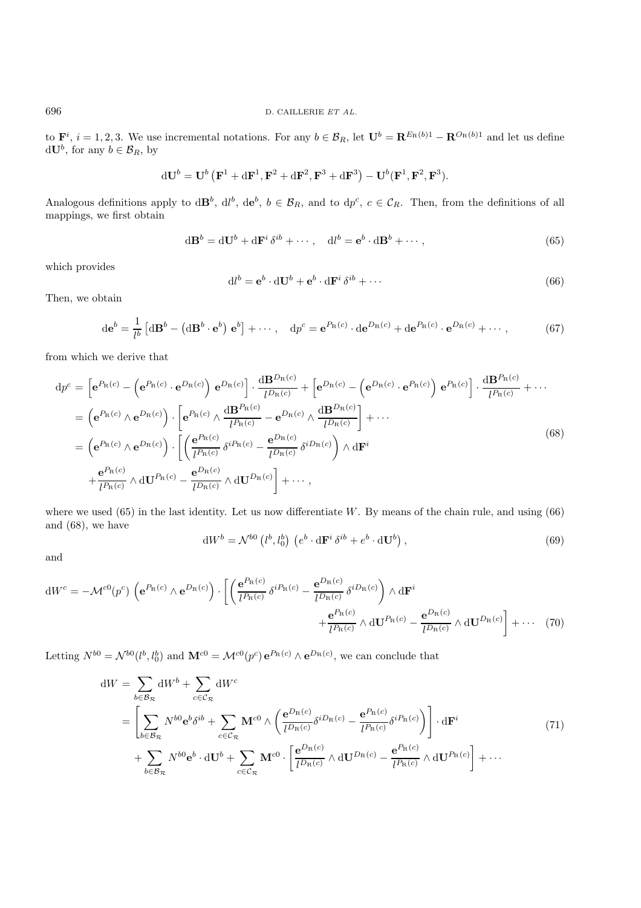to $\mathbf{F}^i$, $i=1,2,3$. We use incremental notations. For any $b \in \mathcal{B}_R$, let $\mathbf{U}^b = \mathbf{R}^{E_{\mathrm{R}}(b)1} - \mathbf{R}^{O_{\mathrm{R}}(b)1}$ and let us define $\mathrm{d}\mathbf{U}^b$, for any $b \in \mathcal{B}_R$, by

$$\mathrm{d}\mathbf{U}^b = \mathbf{U}^b\left(\mathbf{F}^1 + \mathrm{d}\mathbf{F}^1, \mathbf{F}^2 + \mathrm{d}\mathbf{F}^2, \mathbf{F}^3 + \mathrm{d}\mathbf{F}^3\right) - \mathbf{U}^b(\mathbf{F}^1, \mathbf{F}^2, \mathbf{F}^3).$$

Analogous definitions apply to $\mathrm{d}\mathbf{B}^b$, $\mathrm{d}l^b$, $\mathrm{d}\mathbf{e}^b$, $b \in \mathcal{B}_R$, and to $\mathrm{d}p^c$, $c \in \mathcal{C}_R$. Then, from the definitions of all mappings, we first obtain

$$\mathrm{d}\mathbf{B}^b = \mathrm{d}\mathbf{U}^b + \mathrm{d}\mathbf{F}^i\,\delta^{ib} + \cdots, \quad \mathrm{d}l^b = \mathbf{e}^b \cdot \mathrm{d}\mathbf{B}^b + \cdots, \tag{65}$$

which provides

$$\mathrm{d}l^b = \mathbf{e}^b \cdot \mathrm{d}\mathbf{U}^b + \mathbf{e}^b \cdot \mathrm{d}\mathbf{F}^i\,\delta^{ib} + \cdots \tag{66}$$

Then, we obtain

$$\mathrm{d}\mathbf{e}^b = \frac{1}{l^b}\left[\mathrm{d}\mathbf{B}^b - \left(\mathrm{d}\mathbf{B}^b \cdot \mathbf{e}^b\right)\,\mathbf{e}^b\right] + \cdots, \quad \mathrm{d}p^c = \mathbf{e}^{P_{\mathrm{R}}(c)} \cdot \mathrm{d}\mathbf{e}^{D_{\mathrm{R}}(c)} + \mathrm{d}\mathbf{e}^{P_{\mathrm{R}}(c)} \cdot \mathbf{e}^{D_{\mathrm{R}}(c)} + \cdots, \tag{67}$$

from which we derive that

$$\begin{aligned}
\mathrm{d}p^c &= \left[\mathbf{e}^{P_{\mathrm{R}}(c)} - \left(\mathbf{e}^{P_{\mathrm{R}}(c)} \cdot \mathbf{e}^{D_{\mathrm{R}}(c)}\right)\,\mathbf{e}^{D_{\mathrm{R}}(c)}\right] \cdot \frac{\mathrm{d}\mathbf{B}^{D_{\mathrm{R}}(c)}}{l^{D_{\mathrm{R}}(c)}} + \left[\mathbf{e}^{D_{\mathrm{R}}(c)} - \left(\mathbf{e}^{D_{\mathrm{R}}(c)} \cdot \mathbf{e}^{P_{\mathrm{R}}(c)}\right)\,\mathbf{e}^{P_{\mathrm{R}}(c)}\right] \cdot \frac{\mathrm{d}\mathbf{B}^{P_{\mathrm{R}}(c)}}{l^{P_{\mathrm{R}}(c)}} + \cdots \\
&= \left(\mathbf{e}^{P_{\mathrm{R}}(c)} \wedge \mathbf{e}^{D_{\mathrm{R}}(c)}\right) \cdot \left[\mathbf{e}^{P_{\mathrm{R}}(c)} \wedge \frac{\mathrm{d}\mathbf{B}^{P_{\mathrm{R}}(c)}}{l^{P_{\mathrm{R}}(c)}} - \mathbf{e}^{D_{\mathrm{R}}(c)} \wedge \frac{\mathrm{d}\mathbf{B}^{D_{\mathrm{R}}(c)}}{l^{D_{\mathrm{R}}(c)}}\right] + \cdots \\
&= \left(\mathbf{e}^{P_{\mathrm{R}}(c)} \wedge \mathbf{e}^{D_{\mathrm{R}}(c)}\right) \cdot \left[\left(\frac{\mathbf{e}^{P_{\mathrm{R}}(c)}}{l^{P_{\mathrm{R}}(c)}}\,\delta^{iP_{\mathrm{R}}(c)} - \frac{\mathbf{e}^{D_{\mathrm{R}}(c)}}{l^{D_{\mathrm{R}}(c)}}\,\delta^{iD_{\mathrm{R}}(c)}\right) \wedge \mathrm{d}\mathbf{F}^i \right. \\
&\quad \left. + \frac{\mathbf{e}^{P_{\mathrm{R}}(c)}}{l^{P_{\mathrm{R}}(c)}} \wedge \mathrm{d}\mathbf{U}^{P_{\mathrm{R}}(c)} - \frac{\mathbf{e}^{D_{\mathrm{R}}(c)}}{l^{D_{\mathrm{R}}(c)}} \wedge \mathrm{d}\mathbf{U}^{D_{\mathrm{R}}(c)}\right] + \cdots,
\end{aligned} \tag{68}$$

where we used (65) in the last identity. Let us now differentiate $W$. By means of the chain rule, and using (66) and (68), we have

$$\mathrm{d}W^b = \mathcal{N}^{b0}\left(l^b, l_0^b\right)\,\left(e^b \cdot \mathrm{d}\mathbf{F}^i\,\delta^{ib} + e^b \cdot \mathrm{d}\mathbf{U}^b\right), \tag{69}$$

and

$$\begin{aligned}
\mathrm{d}W^c = -\mathcal{M}^{c0}(p^c)\,\left(\mathbf{e}^{P_{\mathrm{R}}(c)} \wedge \mathbf{e}^{D_{\mathrm{R}}(c)}\right) \cdot \left[\left(\frac{\mathbf{e}^{P_{\mathrm{R}}(c)}}{l^{P_{\mathrm{R}}(c)}}\,\delta^{iP_{\mathrm{R}}(c)} - \frac{\mathbf{e}^{D_{\mathrm{R}}(c)}}{l^{D_{\mathrm{R}}(c)}}\,\delta^{iD_{\mathrm{R}}(c)}\right) \wedge \mathrm{d}\mathbf{F}^i \right. \\
\left. + \frac{\mathbf{e}^{P_{\mathrm{R}}(c)}}{l^{P_{\mathrm{R}}(c)}} \wedge \mathrm{d}\mathbf{U}^{P_{\mathrm{R}}(c)} - \frac{\mathbf{e}^{D_{\mathrm{R}}(c)}}{l^{D_{\mathrm{R}}(c)}} \wedge \mathrm{d}\mathbf{U}^{D_{\mathrm{R}}(c)}\right] + \cdots
\end{aligned} \tag{70}$$

Letting $N^{b0} = \mathcal{N}^{b0}(l^b, l_0^b)$ and $\mathbf{M}^{c0} = \mathcal{M}^{c0}(p^c)\,\mathbf{e}^{P_{\mathrm{R}}(c)} \wedge \mathbf{e}^{D_{\mathrm{R}}(c)}$, we can conclude that

$$\begin{aligned}
\mathrm{d}W &= \sum_{b \in \mathcal{B}_{\mathcal{R}}} \mathrm{d}W^b + \sum_{c \in \mathcal{C}_{\mathcal{R}}} \mathrm{d}W^c \\
&= \left[\sum_{b \in \mathcal{B}_{\mathcal{R}}} N^{b0}\mathbf{e}^b\delta^{ib} + \sum_{c \in \mathcal{C}_{\mathcal{R}}} \mathbf{M}^{c0} \wedge \left(\frac{\mathbf{e}^{D_{\mathrm{R}}(c)}}{l^{D_{\mathrm{R}}(c)}}\delta^{iD_{\mathrm{R}}(c)} - \frac{\mathbf{e}^{P_{\mathrm{R}}(c)}}{l^{P_{\mathrm{R}}(c)}}\delta^{iP_{\mathrm{R}}(c)}\right)\right] \cdot \mathrm{d}\mathbf{F}^i \\
&\quad + \sum_{b \in \mathcal{B}_{\mathcal{R}}} N^{b0}\mathbf{e}^b \cdot \mathrm{d}\mathbf{U}^b + \sum_{c \in \mathcal{C}_{\mathcal{R}}} \mathbf{M}^{c0} \cdot \left[\frac{\mathbf{e}^{D_{\mathrm{R}}(c)}}{l^{D_{\mathrm{R}}(c)}} \wedge \mathrm{d}\mathbf{U}^{D_{\mathrm{R}}(c)} - \frac{\mathbf{e}^{P_{\mathrm{R}}(c)}}{l^{P_{\mathrm{R}}(c)}} \wedge \mathrm{d}\mathbf{U}^{P_{\mathrm{R}}(c)}\right] + \cdots
\end{aligned} \tag{71}$$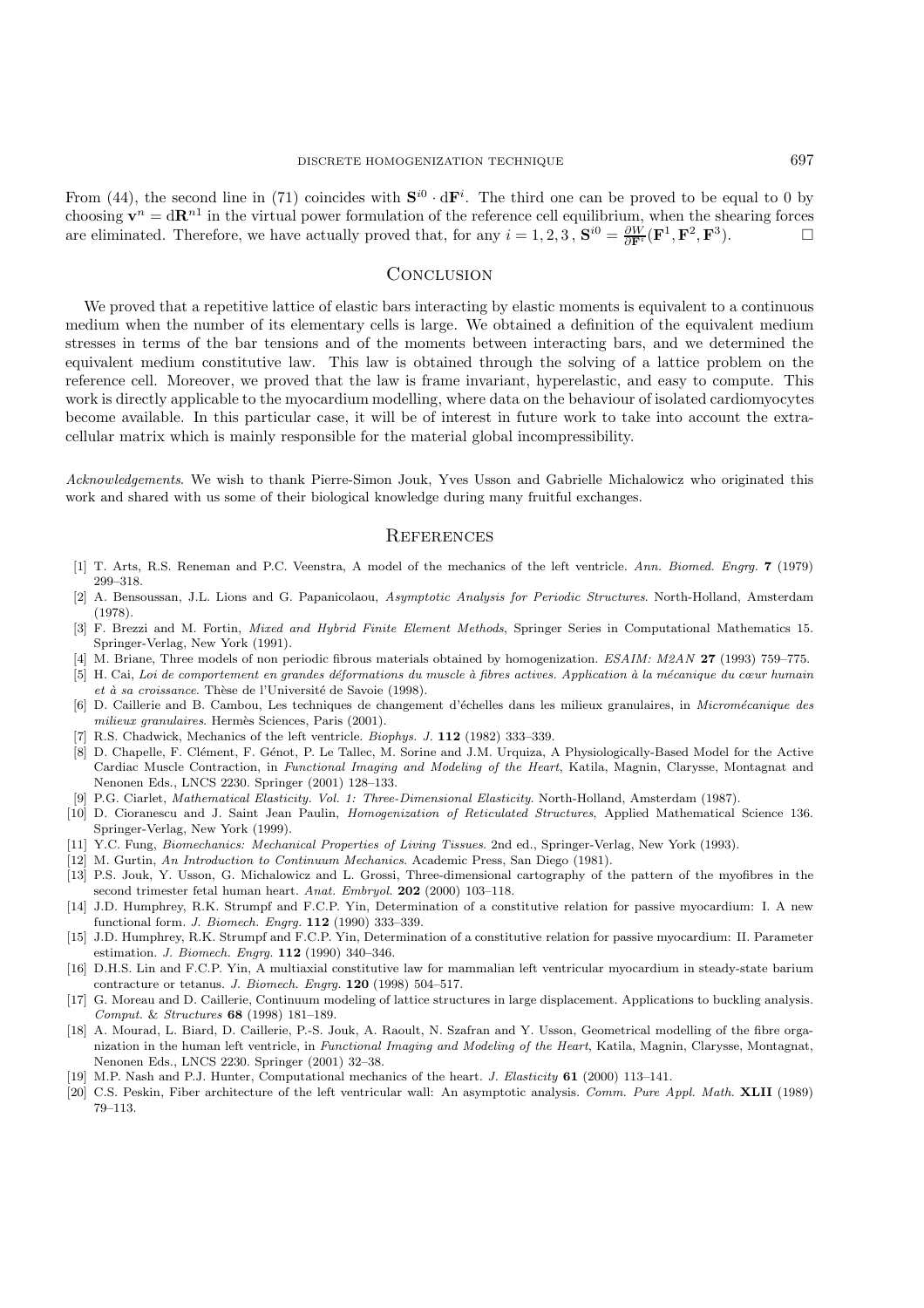From (44), the second line in (71) coincides with $\mathbf{S}^{i0} \cdot \mathrm{d}\mathbf{F}^{i}$. The third one can be proved to be equal to 0 by choosing $\mathbf{v}^{n} = \mathrm{d}\mathbf{R}^{n1}$ in the virtual power formulation of the reference cell equilibrium, when the shearing forces are eliminated. Therefore, we have actually proved that, for any $i = 1, 2, 3$, $\mathbf{S}^{i0} = \frac{\partial W}{\partial \mathbf{F}^{i}}(\mathbf{F}^{1}, \mathbf{F}^{2}, \mathbf{F}^{3})$. $\square$

## Conclusion

We proved that a repetitive lattice of elastic bars interacting by elastic moments is equivalent to a continuous medium when the number of its elementary cells is large. We obtained a definition of the equivalent medium stresses in terms of the bar tensions and of the moments between interacting bars, and we determined the equivalent medium constitutive law. This law is obtained through the solving of a lattice problem on the reference cell. Moreover, we proved that the law is frame invariant, hyperelastic, and easy to compute. This work is directly applicable to the myocardium modelling, where data on the behaviour of isolated cardiomyocytes become available. In this particular case, it will be of interest in future work to take into account the extra-cellular matrix which is mainly responsible for the material global incompressibility.

*Acknowledgements*. We wish to thank Pierre-Simon Jouk, Yves Usson and Gabrielle Michalowicz who originated this work and shared with us some of their biological knowledge during many fruitful exchanges.

## References

[1] T. Arts, R.S. Reneman and P.C. Veenstra, A model of the mechanics of the left ventricle. *Ann. Biomed. Engrg.* **7** (1979) 299–318.

[2] A. Bensoussan, J.L. Lions and G. Papanicolaou, *Asymptotic Analysis for Periodic Structures*. North-Holland, Amsterdam (1978).

[3] F. Brezzi and M. Fortin, *Mixed and Hybrid Finite Element Methods*, Springer Series in Computational Mathematics 15. Springer-Verlag, New York (1991).

[4] M. Briane, Three models of non periodic fibrous materials obtained by homogenization. *ESAIM: M2AN* **27** (1993) 759–775.

[5] H. Cai, *Loi de comportement en grandes déformations du muscle à fibres actives. Application à la mécanique du cœur humain et à sa croissance*. Thèse de l'Université de Savoie (1998).

[6] D. Caillerie and B. Cambou, Les techniques de changement d'échelles dans les milieux granulaires, in *Micromécanique des milieux granulaires*. Hermès Sciences, Paris (2001).

[7] R.S. Chadwick, Mechanics of the left ventricle. *Biophys. J.* **112** (1982) 333–339.

[8] D. Chapelle, F. Clément, F. Génot, P. Le Tallec, M. Sorine and J.M. Urquiza, A Physiologically-Based Model for the Active Cardiac Muscle Contraction, in *Functional Imaging and Modeling of the Heart*, Katila, Magnin, Clarysse, Montagnat and Nenonen Eds., LNCS 2230. Springer (2001) 128–133.

[9] P.G. Ciarlet, *Mathematical Elasticity. Vol. 1: Three-Dimensional Elasticity*. North-Holland, Amsterdam (1987).

[10] D. Cioranescu and J. Saint Jean Paulin, *Homogenization of Reticulated Structures*, Applied Mathematical Science 136. Springer-Verlag, New York (1999).

[11] Y.C. Fung, *Biomechanics: Mechanical Properties of Living Tissues*. 2nd ed., Springer-Verlag, New York (1993).

[12] M. Gurtin, *An Introduction to Continuum Mechanics*. Academic Press, San Diego (1981).

[13] P.S. Jouk, Y. Usson, G. Michalowicz and L. Grossi, Three-dimensional cartography of the pattern of the myofibres in the second trimester fetal human heart. *Anat. Embryol.* **202** (2000) 103–118.

[14] J.D. Humphrey, R.K. Strumpf and F.C.P. Yin, Determination of a constitutive relation for passive myocardium: I. A new functional form. *J. Biomech. Engrg.* **112** (1990) 333–339.

[15] J.D. Humphrey, R.K. Strumpf and F.C.P. Yin, Determination of a constitutive relation for passive myocardium: II. Parameter estimation. *J. Biomech. Engrg.* **112** (1990) 340–346.

[16] D.H.S. Lin and F.C.P. Yin, A multiaxial constitutive law for mammalian left ventricular myocardium in steady-state barium contracture or tetanus. *J. Biomech. Engrg.* **120** (1998) 504–517.

[17] G. Moreau and D. Caillerie, Continuum modeling of lattice structures in large displacement. Applications to buckling analysis. *Comput. & Structures* **68** (1998) 181–189.

[18] A. Mourad, L. Biard, D. Caillerie, P.-S. Jouk, A. Raoult, N. Szafran and Y. Usson, Geometrical modelling of the fibre organization in the human left ventricle, in *Functional Imaging and Modeling of the Heart*, Katila, Magnin, Clarysse, Montagnat, Nenonen Eds., LNCS 2230. Springer (2001) 32–38.

[19] M.P. Nash and P.J. Hunter, Computational mechanics of the heart. *J. Elasticity* **61** (2000) 113–141.

[20] C.S. Peskin, Fiber architecture of the left ventricular wall: An asymptotic analysis. *Comm. Pure Appl. Math.* **XLII** (1989) 79–113.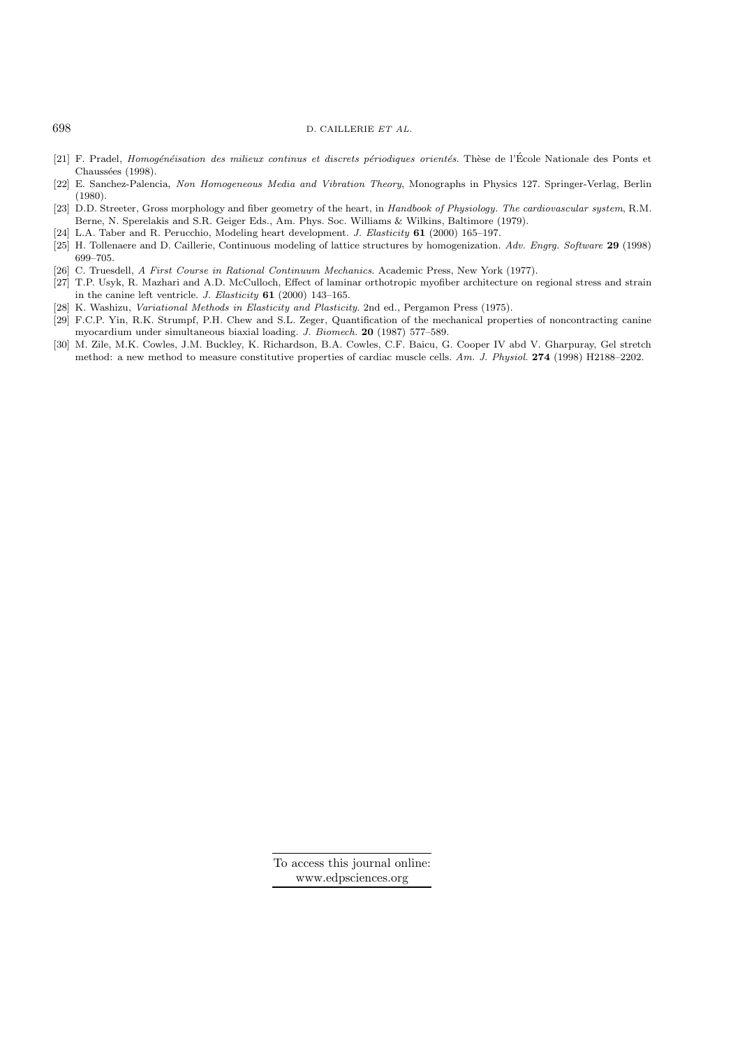[21] F. Pradel, *Homogénéisation des milieux continus et discrets périodiques orientés*. Thèse de l'École Nationale des Ponts et Chaussées (1998).

[22] E. Sanchez-Palencia, *Non Homogeneous Media and Vibration Theory*, Monographs in Physics 127. Springer-Verlag, Berlin (1980).

[23] D.D. Streeter, Gross morphology and fiber geometry of the heart, in *Handbook of Physiology. The cardiovascular system*, R.M. Berne, N. Sperelakis and S.R. Geiger Eds., Am. Phys. Soc. Williams & Wilkins, Baltimore (1979).

[24] L.A. Taber and R. Perucchio, Modeling heart development. *J. Elasticity* **61** (2000) 165–197.

[25] H. Tollenaere and D. Caillerie, Continuous modeling of lattice structures by homogenization. *Adv. Engrg. Software* **29** (1998) 699–705.

[26] C. Truesdell, *A First Course in Rational Continuum Mechanics*. Academic Press, New York (1977).

[27] T.P. Usyk, R. Mazhari and A.D. McCulloch, Effect of laminar orthotropic myofiber architecture on regional stress and strain in the canine left ventricle. *J. Elasticity* **61** (2000) 143–165.

[28] K. Washizu, *Variational Methods in Elasticity and Plasticity*. 2nd ed., Pergamon Press (1975).

[29] F.C.P. Yin, R.K. Strumpf, P.H. Chew and S.L. Zeger, Quantification of the mechanical properties of noncontracting canine myocardium under simultaneous biaxial loading. *J. Biomech.* **20** (1987) 577–589.

[30] M. Zile, M.K. Cowles, J.M. Buckley, K. Richardson, B.A. Cowles, C.F. Baicu, G. Cooper IV abd V. Gharpuray, Gel stretch method: a new method to measure constitutive properties of cardiac muscle cells. *Am. J. Physiol.* **274** (1998) H2188–2202.

To access this journal online:
www.edpsciences.org